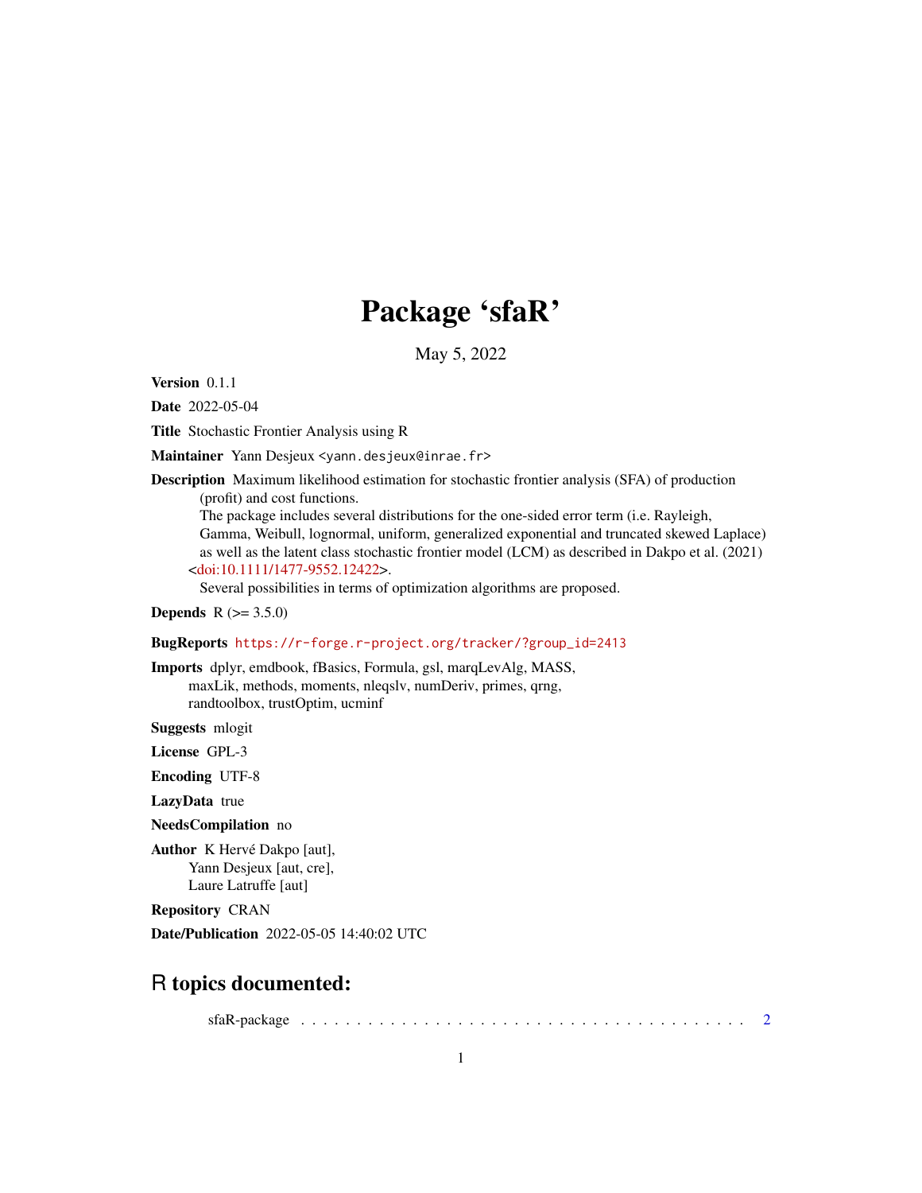# Package 'sfaR'

May 5, 2022

**Version** 0.1.1

**Date** 2022-05-04

**Title** Stochastic Frontier Analysis using R

**Maintainer** Yann Desjeux <yann.desjeux@inrae.fr>

**Description** Maximum likelihood estimation for stochastic frontier analysis (SFA) of production (profit) and cost functions.
The package includes several distributions for the one-sided error term (i.e. Rayleigh, Gamma, Weibull, lognormal, uniform, generalized exponential and truncated skewed Laplace) as well as the latent class stochastic frontier model (LCM) as described in Dakpo et al. (2021) <doi:10.1111/1477-9552.12422>.
Several possibilities in terms of optimization algorithms are proposed.

**Depends** R (>= 3.5.0)

**BugReports** https://r-forge.r-project.org/tracker/?group_id=2413

**Imports** dplyr, emdbook, fBasics, Formula, gsl, marqLevAlg, MASS, maxLik, methods, moments, nleqslv, numDeriv, primes, qrng, randtoolbox, trustOptim, ucminf

**Suggests** mlogit

**License** GPL-3

**Encoding** UTF-8

**LazyData** true

**NeedsCompilation** no

**Author** K Hervé Dakpo [aut],
Yann Desjeux [aut, cre],
Laure Latruffe [aut]

**Repository** CRAN

**Date/Publication** 2022-05-05 14:40:02 UTC

## R topics documented:

sfaR-package . . . . . . . . . . . . . . . . . . . . . . . . . . . . . . . . . . . . . . . . . 2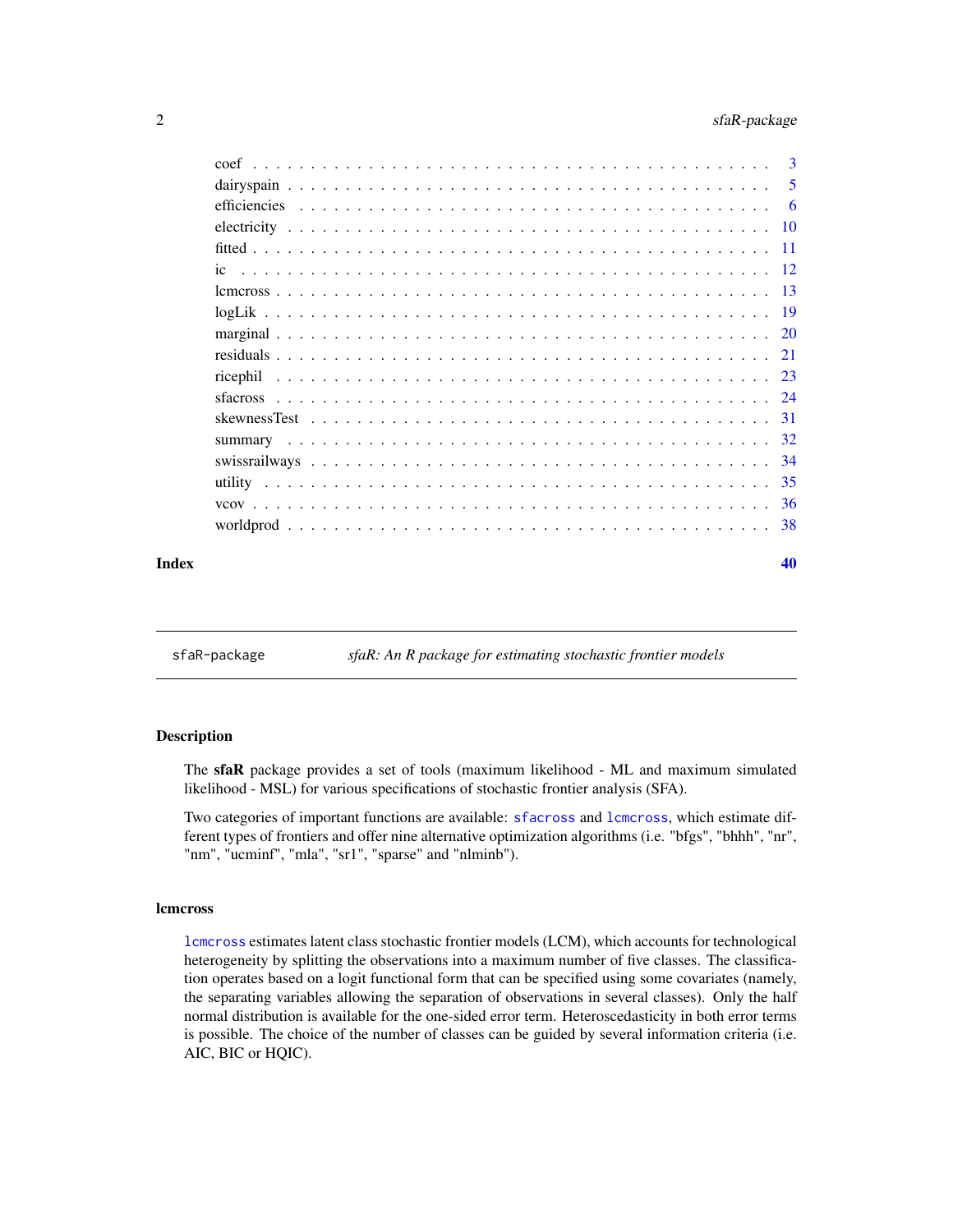| | |
|---|---|
| coef | 3 |
| dairyspain | 5 |
| efficiencies | 6 |
| electricity | 10 |
| fitted | 11 |
| ic | 12 |
| lcmcross | 13 |
| logLik | 19 |
| marginal | 20 |
| residuals | 21 |
| ricephil | 23 |
| sfacross | 24 |
| skewnessTest | 31 |
| summary | 32 |
| swissrailways | 34 |
| utility | 35 |
| vcov | 36 |
| worldprod | 38 |
| **Index** | **40** |

---

`sfaR-package` *sfaR: An R package for estimating stochastic frontier models*

---

## Description

The **sfaR** package provides a set of tools (maximum likelihood - ML and maximum simulated likelihood - MSL) for various specifications of stochastic frontier analysis (SFA).

Two categories of important functions are available: `sfacross` and `lcmcross`, which estimate different types of frontiers and offer nine alternative optimization algorithms (i.e. "bfgs", "bhhh", "nr", "nm", "ucminf", "mla", "sr1", "sparse" and "nlminb").

## lcmcross

`lcmcross` estimates latent class stochastic frontier models (LCM), which accounts for technological heterogeneity by splitting the observations into a maximum number of five classes. The classification operates based on a logit functional form that can be specified using some covariates (namely, the separating variables allowing the separation of observations in several classes). Only the half normal distribution is available for the one-sided error term. Heteroscedasticity in both error terms is possible. The choice of the number of classes can be guided by several information criteria (i.e. AIC, BIC or HQIC).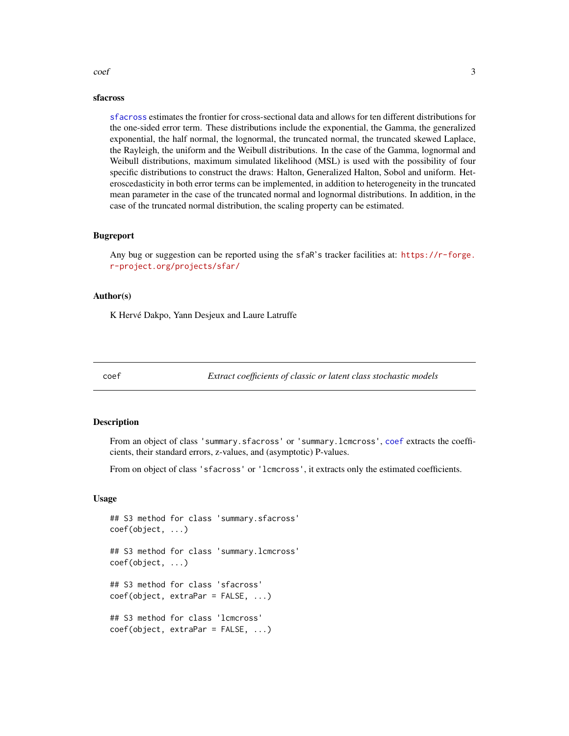### sfacross

`sfacross` estimates the frontier for cross-sectional data and allows for ten different distributions for the one-sided error term. These distributions include the exponential, the Gamma, the generalized exponential, the half normal, the lognormal, the truncated normal, the truncated skewed Laplace, the Rayleigh, the uniform and the Weibull distributions. In the case of the Gamma, lognormal and Weibull distributions, maximum simulated likelihood (MSL) is used with the possibility of four specific distributions to construct the draws: Halton, Generalized Halton, Sobol and uniform. Heteroscedasticity in both error terms can be implemented, in addition to heterogeneity in the truncated mean parameter in the case of the truncated normal and lognormal distributions. In addition, in the case of the truncated normal distribution, the scaling property can be estimated.

### Bugreport

Any bug or suggestion can be reported using the `sfaR`'s tracker facilities at: https://r-forge.r-project.org/projects/sfar/

### Author(s)

K Hervé Dakpo, Yann Desjeux and Laure Latruffe

---

## coef — *Extract coefficients of classic or latent class stochastic models*

### Description

From an object of class `'summary.sfacross'` or `'summary.lcmcross'`, `coef` extracts the coefficients, their standard errors, z-values, and (asymptotic) P-values.

From on object of class `'sfacross'` or `'lcmcross'`, it extracts only the estimated coefficients.

### Usage

```
## S3 method for class 'summary.sfacross'
coef(object, ...)

## S3 method for class 'summary.lcmcross'
coef(object, ...)

## S3 method for class 'sfacross'
coef(object, extraPar = FALSE, ...)

## S3 method for class 'lcmcross'
coef(object, extraPar = FALSE, ...)
```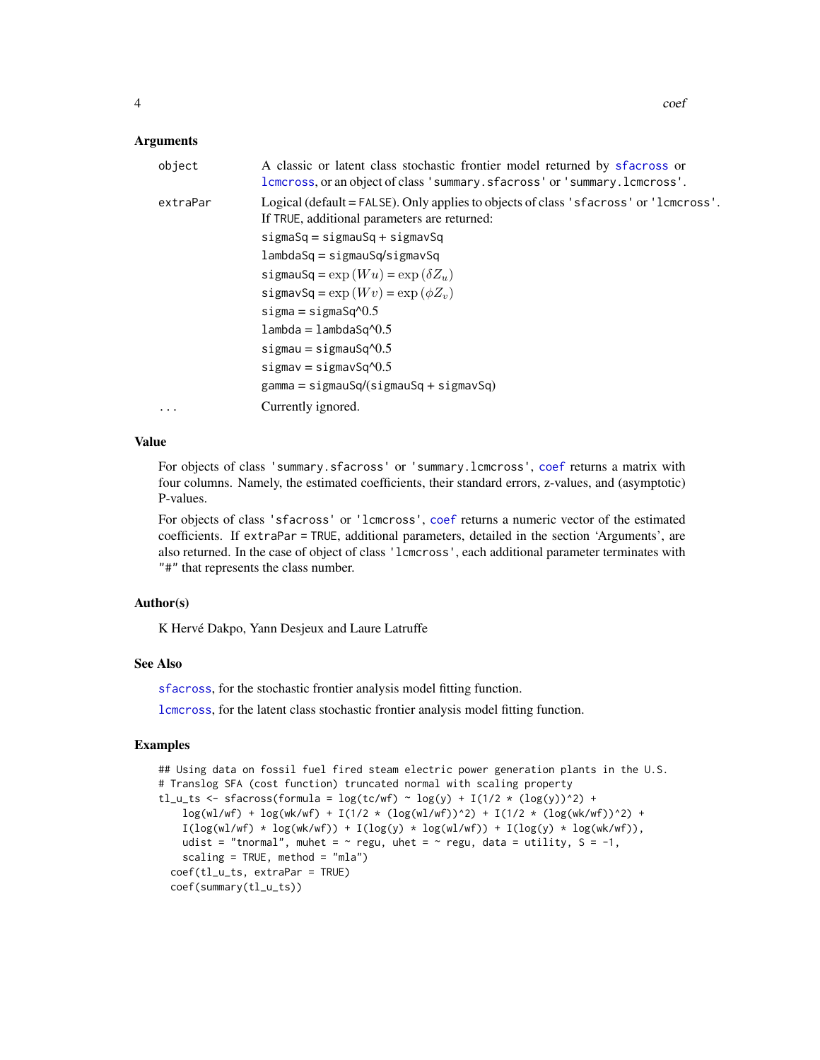## Arguments

| | |
|---|---|
| `object` | A classic or latent class stochastic frontier model returned by `sfacross` or `lcmcross`, or an object of class `'summary.sfacross'` or `'summary.lcmcross'`. |
| `extraPar` | Logical (default = `FALSE`). Only applies to objects of class `'sfacross'` or `'lcmcross'`. If `TRUE`, additional parameters are returned: |
| | `sigmaSq` = `sigmauSq` + `sigmavSq` |
| | `lambdaSq` = `sigmauSq`/`sigmavSq` |
| | `sigmauSq` = $\exp(Wu) = \exp(\delta Z_u)$ |
| | `sigmavSq` = $\exp(Wv) = \exp(\phi Z_v)$ |
| | `sigma` = `sigmaSq`^0.5 |
| | `lambda` = `lambdaSq`^0.5 |
| | `sigmau` = `sigmauSq`^0.5 |
| | `sigmav` = `sigmavSq`^0.5 |
| | `gamma` = `sigmauSq`/(`sigmauSq` + `sigmavSq`) |
| `...` | Currently ignored. |

## Value

For objects of class `'summary.sfacross'` or `'summary.lcmcross'`, `coef` returns a matrix with four columns. Namely, the estimated coefficients, their standard errors, z-values, and (asymptotic) P-values.

For objects of class `'sfacross'` or `'lcmcross'`, `coef` returns a numeric vector of the estimated coefficients. If `extraPar = TRUE`, additional parameters, detailed in the section 'Arguments', are also returned. In the case of object of class `'lcmcross'`, each additional parameter terminates with `"#"` that represents the class number.

## Author(s)

K Hervé Dakpo, Yann Desjeux and Laure Latruffe

## See Also

`sfacross`, for the stochastic frontier analysis model fitting function.

`lcmcross`, for the latent class stochastic frontier analysis model fitting function.

## Examples

```
## Using data on fossil fuel fired steam electric power generation plants in the U.S.
# Translog SFA (cost function) truncated normal with scaling property
tl_u_ts <- sfacross(formula = log(tc/wf) ~ log(y) + I(1/2 * (log(y))^2) +
    log(wl/wf) + log(wk/wf) + I(1/2 * (log(wl/wf))^2) + I(1/2 * (log(wk/wf))^2) +
    I(log(wl/wf) * log(wk/wf)) + I(log(y) * log(wl/wf)) + I(log(y) * log(wk/wf)),
    udist = "tnormal", muhet = ~ regu, uhet = ~ regu, data = utility, S = -1,
    scaling = TRUE, method = "mla")
  coef(tl_u_ts, extraPar = TRUE)
  coef(summary(tl_u_ts))
```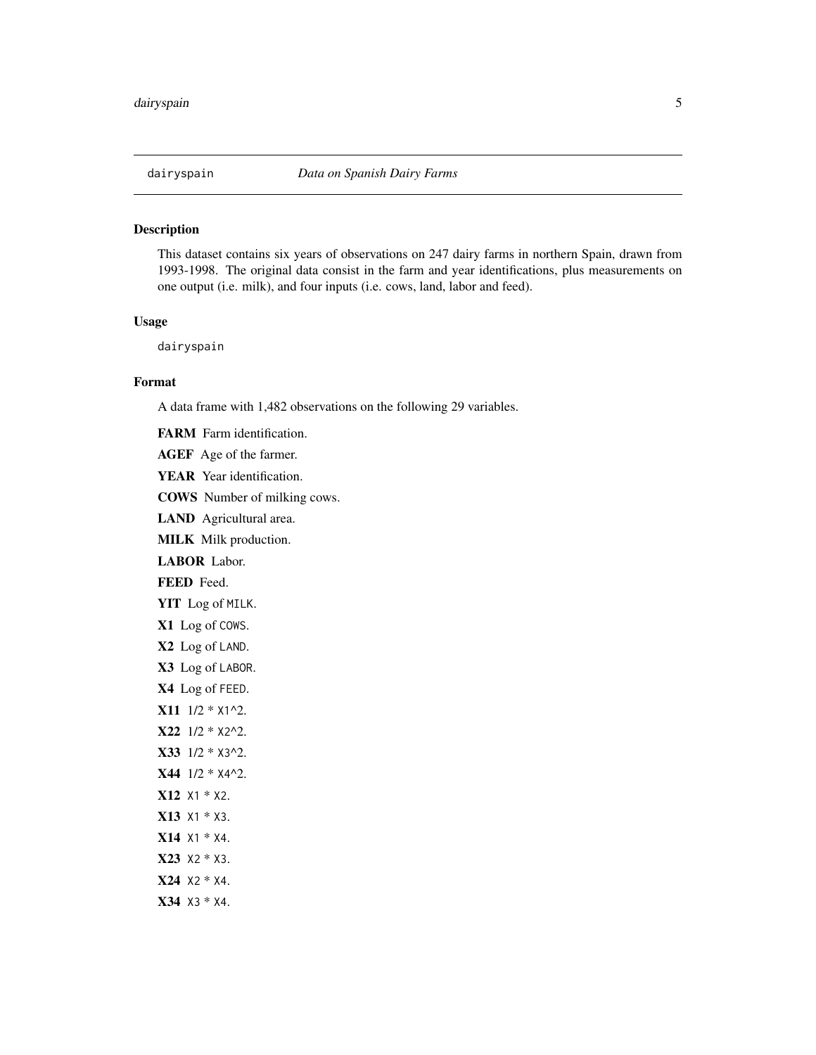`dairyspain` *Data on Spanish Dairy Farms*

### Description

This dataset contains six years of observations on 247 dairy farms in northern Spain, drawn from 1993-1998. The original data consist in the farm and year identifications, plus measurements on one output (i.e. milk), and four inputs (i.e. cows, land, labor and feed).

### Usage

```
dairyspain
```

### Format

A data frame with 1,482 observations on the following 29 variables.

**FARM** Farm identification.

**AGEF** Age of the farmer.

**YEAR** Year identification.

**COWS** Number of milking cows.

**LAND** Agricultural area.

**MILK** Milk production.

**LABOR** Labor.

**FEED** Feed.

**YIT** Log of `MILK`.

**X1** Log of `COWS`.

**X2** Log of `LAND`.

**X3** Log of `LABOR`.

**X4** Log of `FEED`.

**X11** 1/2 * `X1^2`.

**X22** 1/2 * `X2^2`.

**X33** 1/2 * `X3^2`.

**X44** 1/2 * `X4^2`.

**X12** `X1 * X2`.

**X13** `X1 * X3`.

**X14** `X1 * X4`.

**X23** `X2 * X3`.

**X24** `X2 * X4`.

**X34** `X3 * X4`.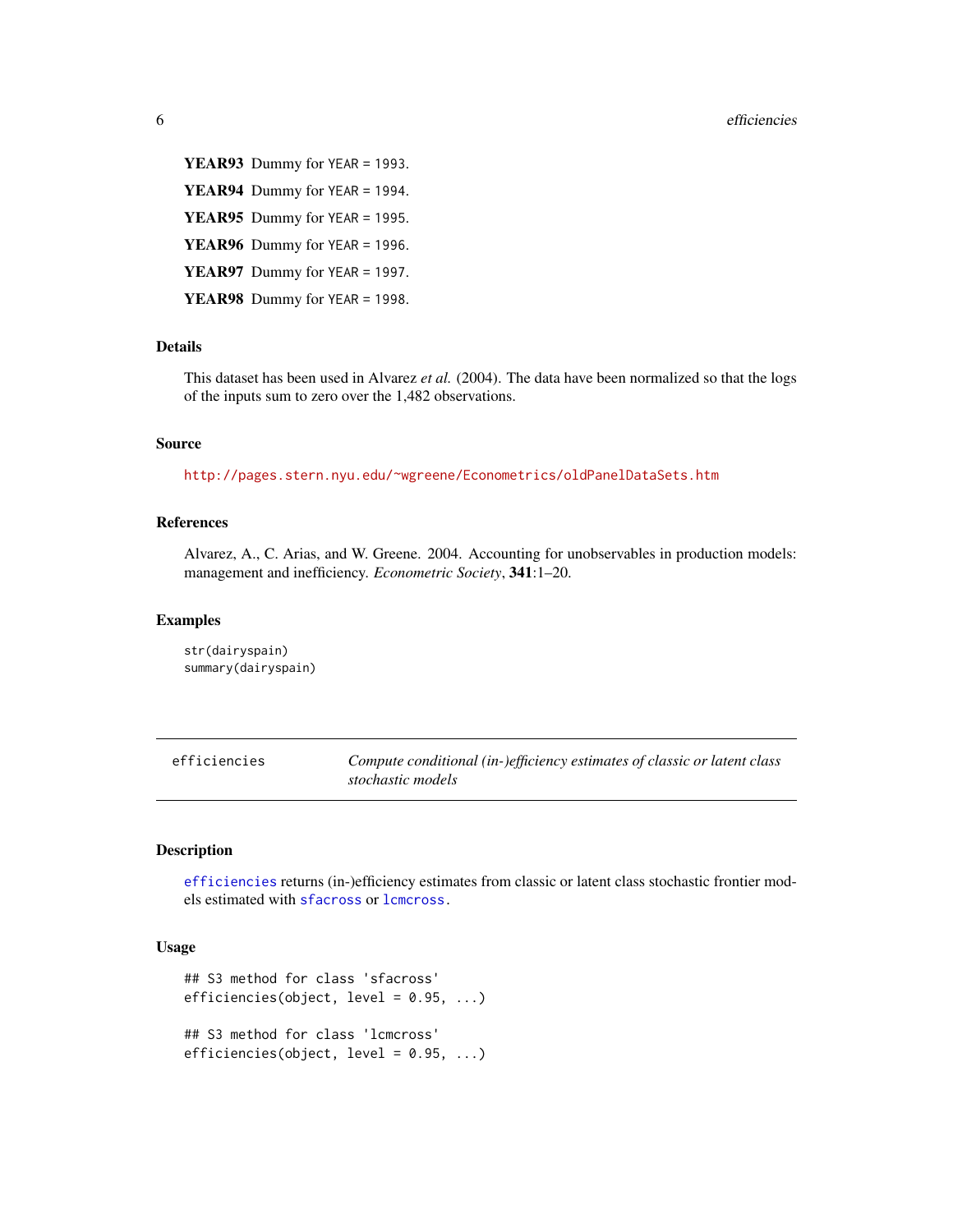**YEAR93** Dummy for `YEAR = 1993`.

**YEAR94** Dummy for `YEAR = 1994`.

**YEAR95** Dummy for `YEAR = 1995`.

**YEAR96** Dummy for `YEAR = 1996`.

**YEAR97** Dummy for `YEAR = 1997`.

**YEAR98** Dummy for `YEAR = 1998`.

### Details

This dataset has been used in Alvarez *et al.* (2004). The data have been normalized so that the logs of the inputs sum to zero over the 1,482 observations.

### Source

http://pages.stern.nyu.edu/~wgreene/Econometrics/oldPanelDataSets.htm

### References

Alvarez, A., C. Arias, and W. Greene. 2004. Accounting for unobservables in production models: management and inefficiency. *Econometric Society*, **341**:1–20.

### Examples

```
str(dairyspain)
summary(dairyspain)
```

---

## efficiencies — *Compute conditional (in-)efficiency estimates of classic or latent class stochastic models*

---

### Description

`efficiencies` returns (in-)efficiency estimates from classic or latent class stochastic frontier models estimated with `sfacross` or `lcmcross`.

### Usage

```
## S3 method for class 'sfacross'
efficiencies(object, level = 0.95, ...)

## S3 method for class 'lcmcross'
efficiencies(object, level = 0.95, ...)
```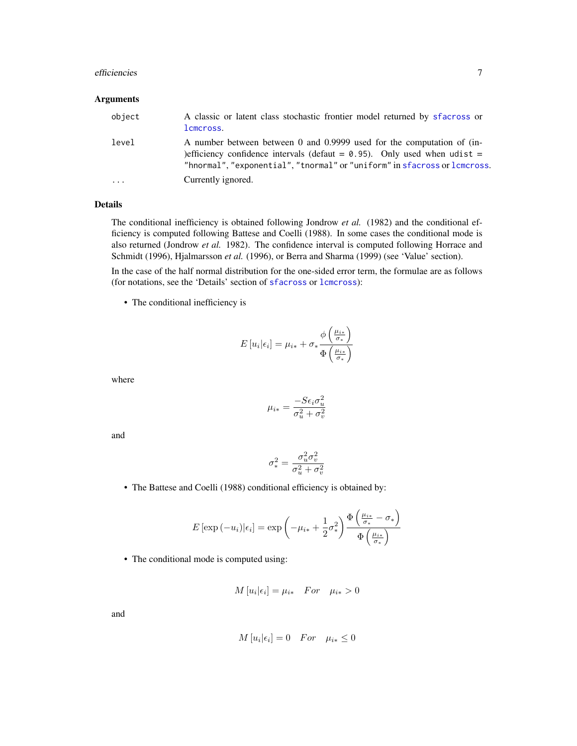### Arguments

| | |
|---|---|
| `object` | A classic or latent class stochastic frontier model returned by `sfacross` or `lcmcross`. |
| `level` | A number between between 0 and 0.9999 used for the computation of (in-)efficiency confidence intervals (defaut = `0.95`). Only used when `udist = "hnormal"`, `"exponential"`, `"tnormal"` or `"uniform"` in `sfacross` or `lcmcross`. |
| `...` | Currently ignored. |

### Details

The conditional inefficiency is obtained following Jondrow *et al.* (1982) and the conditional efficiency is computed following Battese and Coelli (1988). In some cases the conditional mode is also returned (Jondrow *et al.* 1982). The confidence interval is computed following Horrace and Schmidt (1996), Hjalmarsson *et al.* (1996), or Berra and Sharma (1999) (see 'Value' section).

In the case of the half normal distribution for the one-sided error term, the formulae are as follows (for notations, see the 'Details' section of `sfacross` or `lcmcross`):

- The conditional inefficiency is

$$E\left[u_i|\epsilon_i\right] = \mu_{i*} + \sigma_* \frac{\phi\left(\frac{\mu_{i*}}{\sigma_*}\right)}{\Phi\left(\frac{\mu_{i*}}{\sigma_*}\right)}$$

where

$$\mu_{i*} = \frac{-S\epsilon_i\sigma_u^2}{\sigma_u^2 + \sigma_v^2}$$

and

$$\sigma_*^2 = \frac{\sigma_u^2\sigma_v^2}{\sigma_u^2 + \sigma_v^2}$$

- The Battese and Coelli (1988) conditional efficiency is obtained by:

$$E\left[\exp\left(-u_i\right)|\epsilon_i\right] = \exp\left(-\mu_{i*} + \frac{1}{2}\sigma_*^2\right) \frac{\Phi\left(\frac{\mu_{i*}}{\sigma_*} - \sigma_*\right)}{\Phi\left(\frac{\mu_{i*}}{\sigma_*}\right)}$$

- The conditional mode is computed using:

$$M\left[u_i|\epsilon_i\right] = \mu_{i*} \quad For \quad \mu_{i*} > 0$$

and

$$M\left[u_i|\epsilon_i\right] = 0 \quad For \quad \mu_{i*} \leq 0$$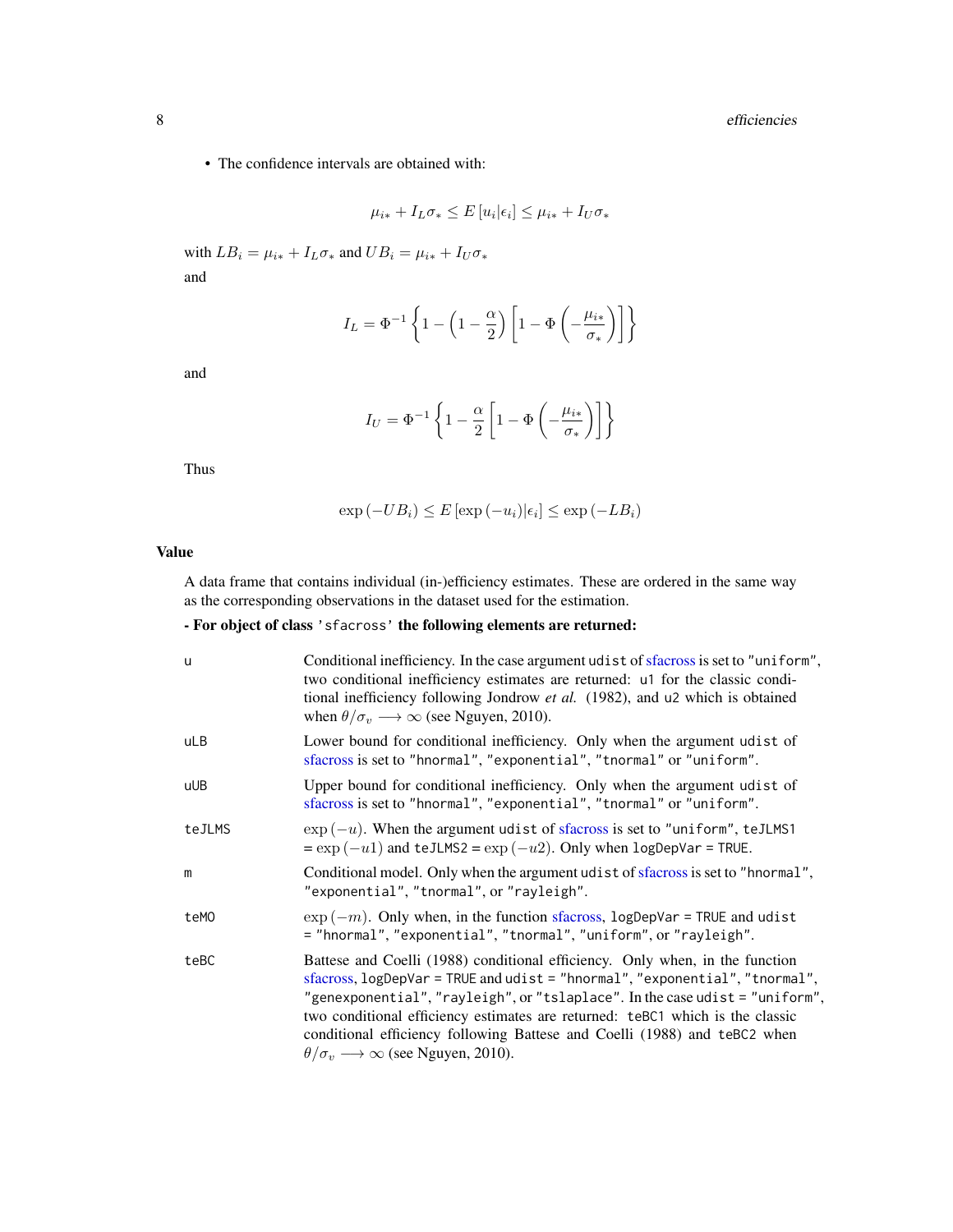- The confidence intervals are obtained with:

$$\mu_{i*} + I_L \sigma_* \leq E\left[u_i | \epsilon_i\right] \leq \mu_{i*} + I_U \sigma_*$$

with $LB_i = \mu_{i*} + I_L \sigma_*$ and $UB_i = \mu_{i*} + I_U \sigma_*$

and

$$I_L = \Phi^{-1}\left\{1 - \left(1 - \frac{\alpha}{2}\right)\left[1 - \Phi\left(-\frac{\mu_{i*}}{\sigma_*}\right)\right]\right\}$$

and

$$I_U = \Phi^{-1}\left\{1 - \frac{\alpha}{2}\left[1 - \Phi\left(-\frac{\mu_{i*}}{\sigma_*}\right)\right]\right\}$$

Thus

$$\exp\left(-UB_i\right) \leq E\left[\exp\left(-u_i\right) | \epsilon_i\right] \leq \exp\left(-LB_i\right)$$

### Value

A data frame that contains individual (in-)efficiency estimates. These are ordered in the same way as the corresponding observations in the dataset used for the estimation.

**- For object of class 'sfacross' the following elements are returned:**

- `u`: Conditional inefficiency. In the case argument `udist` of sfacross is set to `"uniform"`, two conditional inefficiency estimates are returned: `u1` for the classic conditional inefficiency following Jondrow *et al.* (1982), and `u2` which is obtained when $\theta/\sigma_v \longrightarrow \infty$ (see Nguyen, 2010).
- `uLB`: Lower bound for conditional inefficiency. Only when the argument `udist` of sfacross is set to `"hnormal"`, `"exponential"`, `"tnormal"` or `"uniform"`.
- `uUB`: Upper bound for conditional inefficiency. Only when the argument `udist` of sfacross is set to `"hnormal"`, `"exponential"`, `"tnormal"` or `"uniform"`.
- `teJLMS`: $\exp\left(-u\right)$. When the argument `udist` of sfacross is set to `"uniform"`, `teJLMS1` = $\exp\left(-u1\right)$ and `teJLMS2` = $\exp\left(-u2\right)$. Only when `logDepVar = TRUE`.
- `m`: Conditional model. Only when the argument `udist` of sfacross is set to `"hnormal"`, `"exponential"`, `"tnormal"`, or `"rayleigh"`.
- `teMO`: $\exp\left(-m\right)$. Only when, in the function sfacross, `logDepVar = TRUE` and `udist = "hnormal"`, `"exponential"`, `"tnormal"`, `"uniform"`, or `"rayleigh"`.
- `teBC`: Battese and Coelli (1988) conditional efficiency. Only when, in the function sfacross, `logDepVar = TRUE` and `udist = "hnormal"`, `"exponential"`, `"tnormal"`, `"genexponential"`, `"rayleigh"`, or `"tslaplace"`. In the case `udist = "uniform"`, two conditional efficiency estimates are returned: `teBC1` which is the classic conditional efficiency following Battese and Coelli (1988) and `teBC2` when $\theta/\sigma_v \longrightarrow \infty$ (see Nguyen, 2010).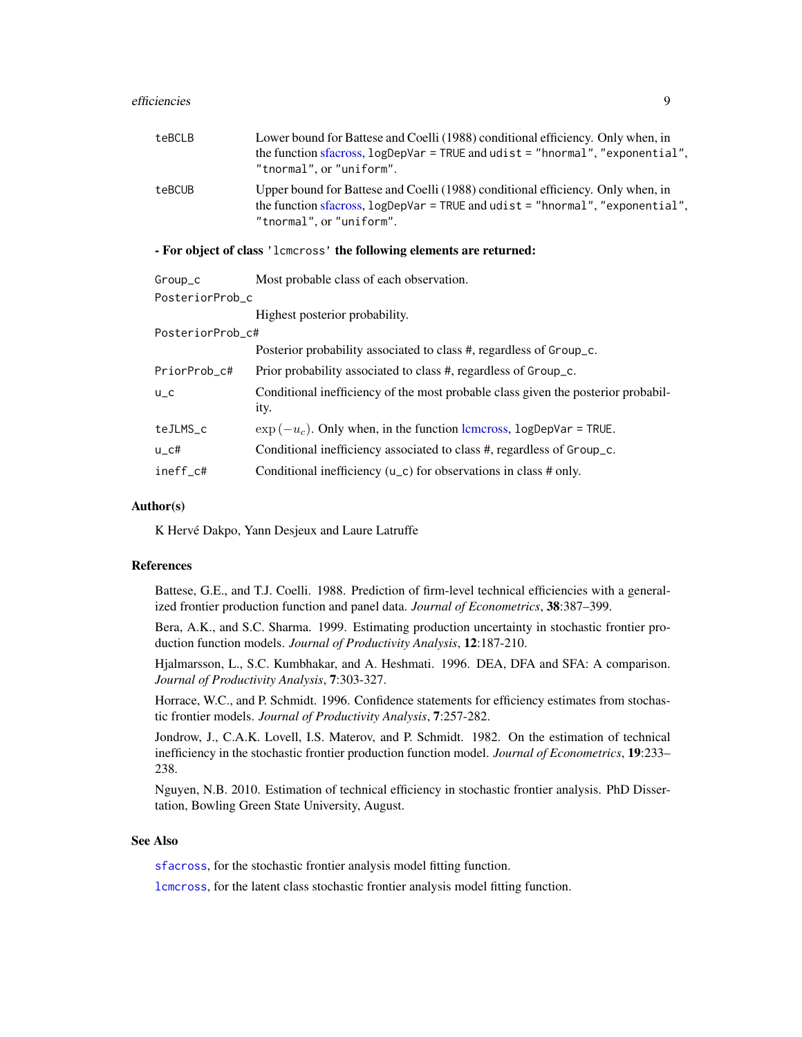| | |
|---|---|
| `teBCLB` | Lower bound for Battese and Coelli (1988) conditional efficiency. Only when, in the function sfacross, `logDepVar = TRUE` and `udist = "hnormal"`, `"exponential"`, `"tnormal"`, or `"uniform"`. |
| `teBCUB` | Upper bound for Battese and Coelli (1988) conditional efficiency. Only when, in the function sfacross, `logDepVar = TRUE` and `udist = "hnormal"`, `"exponential"`, `"tnormal"`, or `"uniform"`. |

**- For object of class `'lcmcross'` the following elements are returned:**

| | |
|---|---|
| `Group_c` | Most probable class of each observation. |
| `PosteriorProb_c` | Highest posterior probability. |
| `PosteriorProb_c#` | Posterior probability associated to class #, regardless of `Group_c`. |
| `PriorProb_c#` | Prior probability associated to class #, regardless of `Group_c`. |
| `u_c` | Conditional inefficiency of the most probable class given the posterior probability. |
| `teJLMS_c` | $\exp(-u_c)$. Only when, in the function lcmcross, `logDepVar = TRUE`. |
| `u_c#` | Conditional inefficiency associated to class #, regardless of `Group_c`. |
| `ineff_c#` | Conditional inefficiency (`u_c`) for observations in class # only. |

## Author(s)

K Hervé Dakpo, Yann Desjeux and Laure Latruffe

## References

Battese, G.E., and T.J. Coelli. 1988. Prediction of firm-level technical efficiencies with a generalized frontier production function and panel data. *Journal of Econometrics*, **38**:387–399.

Bera, A.K., and S.C. Sharma. 1999. Estimating production uncertainty in stochastic frontier production function models. *Journal of Productivity Analysis*, **12**:187-210.

Hjalmarsson, L., S.C. Kumbhakar, and A. Heshmati. 1996. DEA, DFA and SFA: A comparison. *Journal of Productivity Analysis*, **7**:303-327.

Horrace, W.C., and P. Schmidt. 1996. Confidence statements for efficiency estimates from stochastic frontier models. *Journal of Productivity Analysis*, **7**:257-282.

Jondrow, J., C.A.K. Lovell, I.S. Materov, and P. Schmidt. 1982. On the estimation of technical inefficiency in the stochastic frontier production function model. *Journal of Econometrics*, **19**:233–238.

Nguyen, N.B. 2010. Estimation of technical efficiency in stochastic frontier analysis. PhD Dissertation, Bowling Green State University, August.

## See Also

`sfacross`, for the stochastic frontier analysis model fitting function.

`lcmcross`, for the latent class stochastic frontier analysis model fitting function.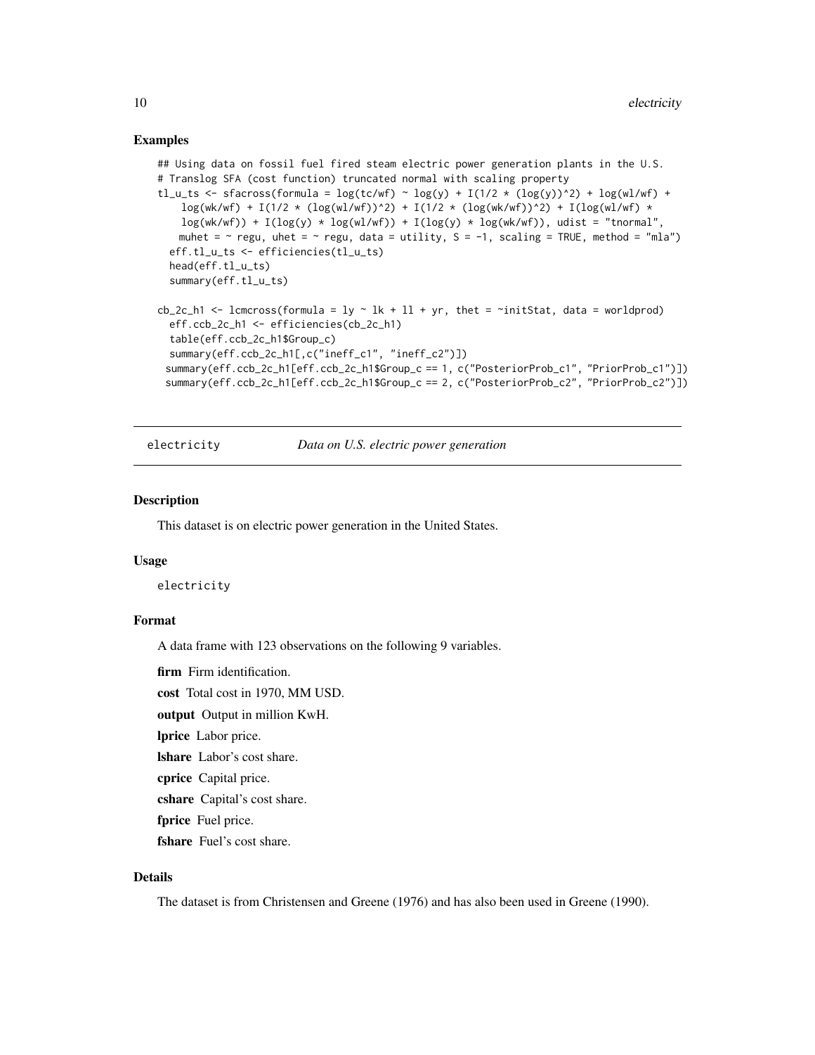## Examples

```
## Using data on fossil fuel fired steam electric power generation plants in the U.S.
# Translog SFA (cost function) truncated normal with scaling property
tl_u_ts <- sfacross(formula = log(tc/wf) ~ log(y) + I(1/2 * (log(y))^2) + log(wl/wf) +
    log(wk/wf) + I(1/2 * (log(wl/wf))^2) + I(1/2 * (log(wk/wf))^2) + I(log(wl/wf) *
    log(wk/wf)) + I(log(y) * log(wl/wf)) + I(log(y) * log(wk/wf)), udist = "tnormal",
    muhet = ~ regu, uhet = ~ regu, data = utility, S = -1, scaling = TRUE, method = "mla")
  eff.tl_u_ts <- efficiencies(tl_u_ts)
  head(eff.tl_u_ts)
  summary(eff.tl_u_ts)

cb_2c_h1 <- lcmcross(formula = ly ~ lk + ll + yr, thet = ~initStat, data = worldprod)
  eff.ccb_2c_h1 <- efficiencies(cb_2c_h1)
  table(eff.ccb_2c_h1$Group_c)
  summary(eff.ccb_2c_h1[,c("ineff_c1", "ineff_c2")])
 summary(eff.ccb_2c_h1[eff.ccb_2c_h1$Group_c == 1, c("PosteriorProb_c1", "PriorProb_c1")])
 summary(eff.ccb_2c_h1[eff.ccb_2c_h1$Group_c == 2, c("PosteriorProb_c2", "PriorProb_c2")])
```

---

# electricity — *Data on U.S. electric power generation*

## Description

This dataset is on electric power generation in the United States.

## Usage

```
electricity
```

## Format

A data frame with 123 observations on the following 9 variables.

**firm** Firm identification.

**cost** Total cost in 1970, MM USD.

**output** Output in million KwH.

**lprice** Labor price.

**lshare** Labor's cost share.

**cprice** Capital price.

**cshare** Capital's cost share.

**fprice** Fuel price.

**fshare** Fuel's cost share.

## Details

The dataset is from Christensen and Greene (1976) and has also been used in Greene (1990).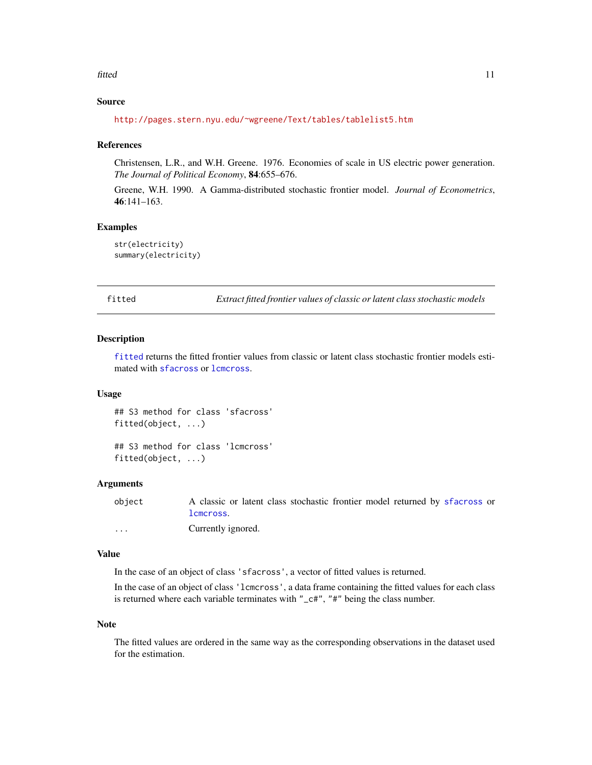### Source

http://pages.stern.nyu.edu/~wgreene/Text/tables/tablelist5.htm

### References

Christensen, L.R., and W.H. Greene. 1976. Economies of scale in US electric power generation. *The Journal of Political Economy*, **84**:655–676.

Greene, W.H. 1990. A Gamma-distributed stochastic frontier model. *Journal of Econometrics*, **46**:141–163.

### Examples

```
str(electricity)
summary(electricity)
```

---

## fitted — *Extract fitted frontier values of classic or latent class stochastic models*

---

### Description

`fitted` returns the fitted frontier values from classic or latent class stochastic frontier models estimated with `sfacross` or `lcmcross`.

### Usage

```
## S3 method for class 'sfacross'
fitted(object, ...)

## S3 method for class 'lcmcross'
fitted(object, ...)
```

### Arguments

| | |
|---|---|
| `object` | A classic or latent class stochastic frontier model returned by `sfacross` or `lcmcross`. |
| `...` | Currently ignored. |

### Value

In the case of an object of class `'sfacross'`, a vector of fitted values is returned.

In the case of an object of class `'lcmcross'`, a data frame containing the fitted values for each class is returned where each variable terminates with `"_c#"`, `"#"` being the class number.

### Note

The fitted values are ordered in the same way as the corresponding observations in the dataset used for the estimation.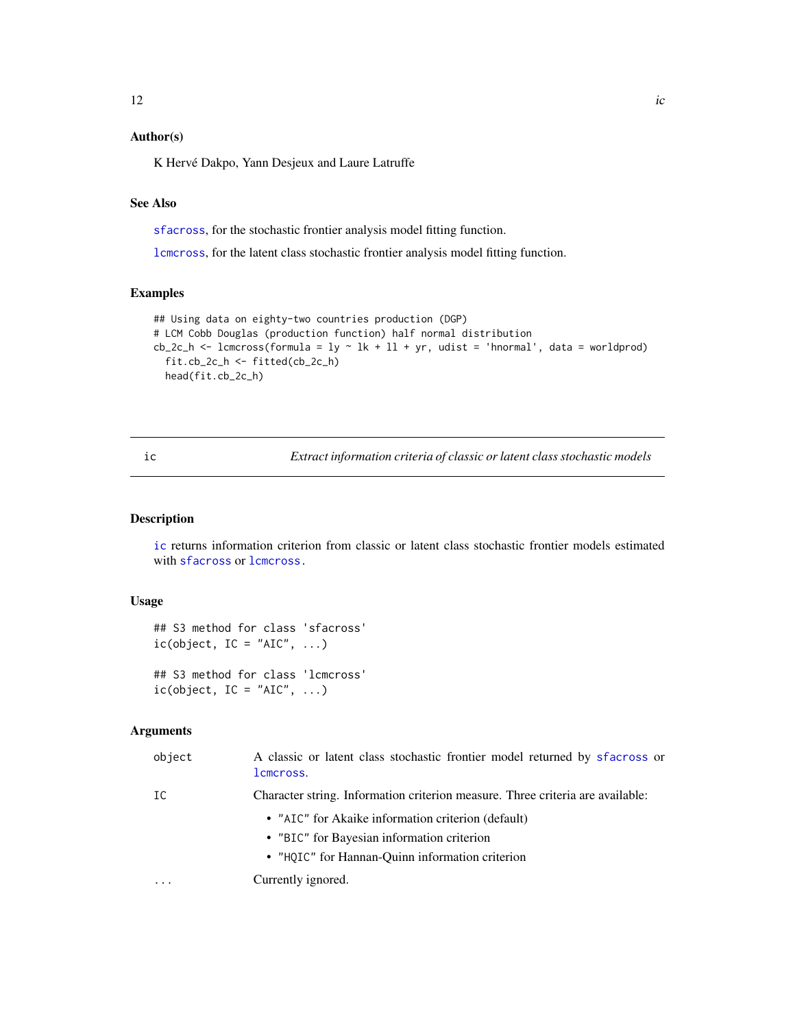### Author(s)

K Hervé Dakpo, Yann Desjeux and Laure Latruffe

### See Also

sfacross, for the stochastic frontier analysis model fitting function.

lcmcross, for the latent class stochastic frontier analysis model fitting function.

### Examples

```
## Using data on eighty-two countries production (DGP)
# LCM Cobb Douglas (production function) half normal distribution
cb_2c_h <- lcmcross(formula = ly ~ lk + ll + yr, udist = 'hnormal', data = worldprod)
  fit.cb_2c_h <- fitted(cb_2c_h)
  head(fit.cb_2c_h)
```

---

## ic — *Extract information criteria of classic or latent class stochastic models*

### Description

ic returns information criterion from classic or latent class stochastic frontier models estimated with sfacross or lcmcross.

### Usage

```
## S3 method for class 'sfacross'
ic(object, IC = "AIC", ...)

## S3 method for class 'lcmcross'
ic(object, IC = "AIC", ...)
```

### Arguments

| | |
|---|---|
| object | A classic or latent class stochastic frontier model returned by sfacross or lcmcross. |
| IC | Character string. Information criterion measure. Three criteria are available:<br>• "AIC" for Akaike information criterion (default)<br>• "BIC" for Bayesian information criterion<br>• "HQIC" for Hannan-Quinn information criterion |
| ... | Currently ignored. |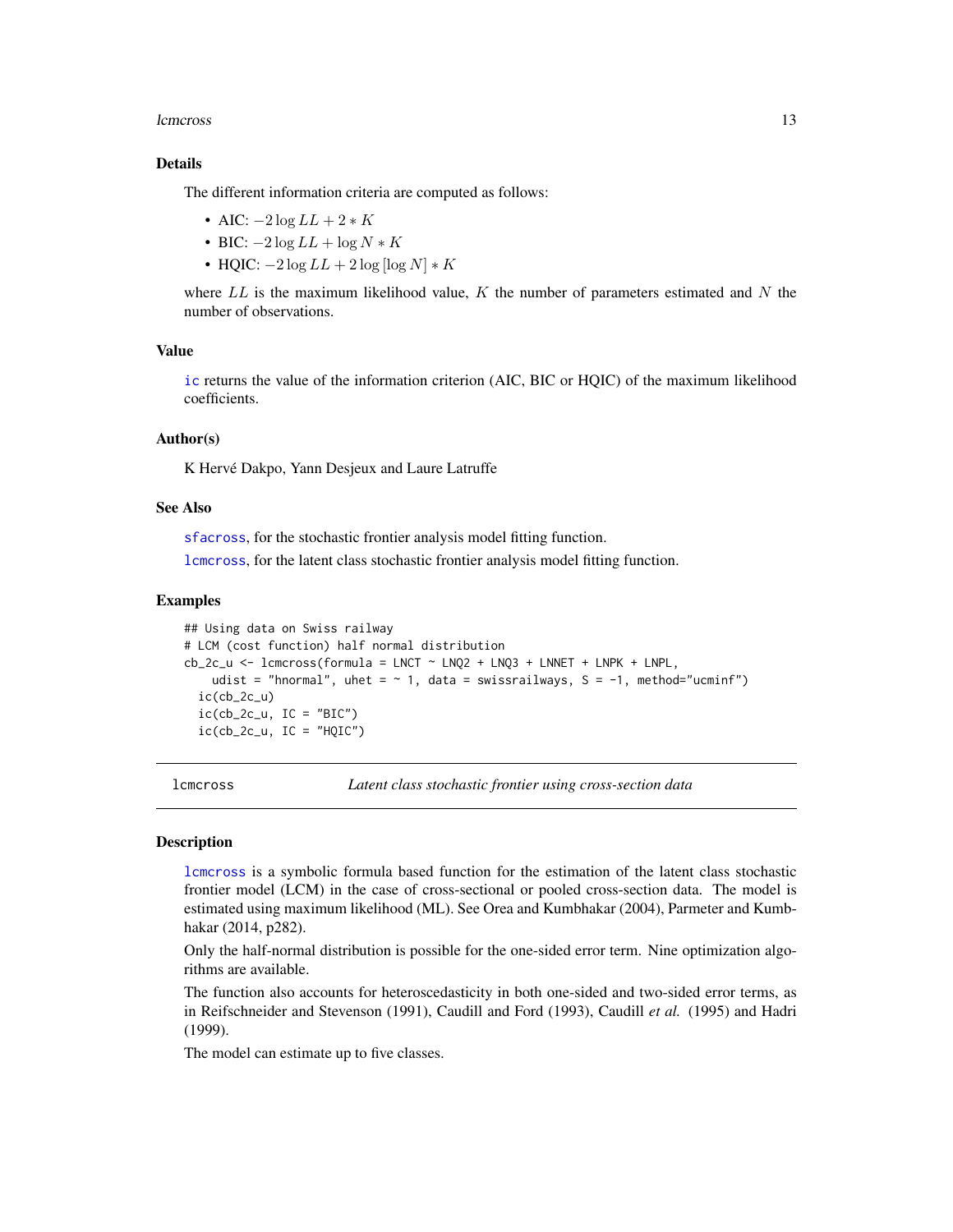### Details

The different information criteria are computed as follows:

- AIC: $-2\log LL + 2 * K$
- BIC: $-2\log LL + \log N * K$
- HQIC: $-2\log LL + 2\log[\log N] * K$

where $LL$ is the maximum likelihood value, $K$ the number of parameters estimated and $N$ the number of observations.

### Value

`ic` returns the value of the information criterion (AIC, BIC or HQIC) of the maximum likelihood coefficients.

### Author(s)

K Hervé Dakpo, Yann Desjeux and Laure Latruffe

### See Also

`sfacross`, for the stochastic frontier analysis model fitting function.

`lcmcross`, for the latent class stochastic frontier analysis model fitting function.

### Examples

```
## Using data on Swiss railway
# LCM (cost function) half normal distribution
cb_2c_u <- lcmcross(formula = LNCT ~ LNQ2 + LNQ3 + LNNET + LNPK + LNPL,
    udist = "hnormal", uhet = ~ 1, data = swissrailways, S = -1, method="ucminf")
  ic(cb_2c_u)
  ic(cb_2c_u, IC = "BIC")
  ic(cb_2c_u, IC = "HQIC")
```

---

## lcmcross — *Latent class stochastic frontier using cross-section data*

### Description

`lcmcross` is a symbolic formula based function for the estimation of the latent class stochastic frontier model (LCM) in the case of cross-sectional or pooled cross-section data. The model is estimated using maximum likelihood (ML). See Orea and Kumbhakar (2004), Parmeter and Kumbhakar (2014, p282).

Only the half-normal distribution is possible for the one-sided error term. Nine optimization algorithms are available.

The function also accounts for heteroscedasticity in both one-sided and two-sided error terms, as in Reifschneider and Stevenson (1991), Caudill and Ford (1993), Caudill *et al.* (1995) and Hadri (1999).

The model can estimate up to five classes.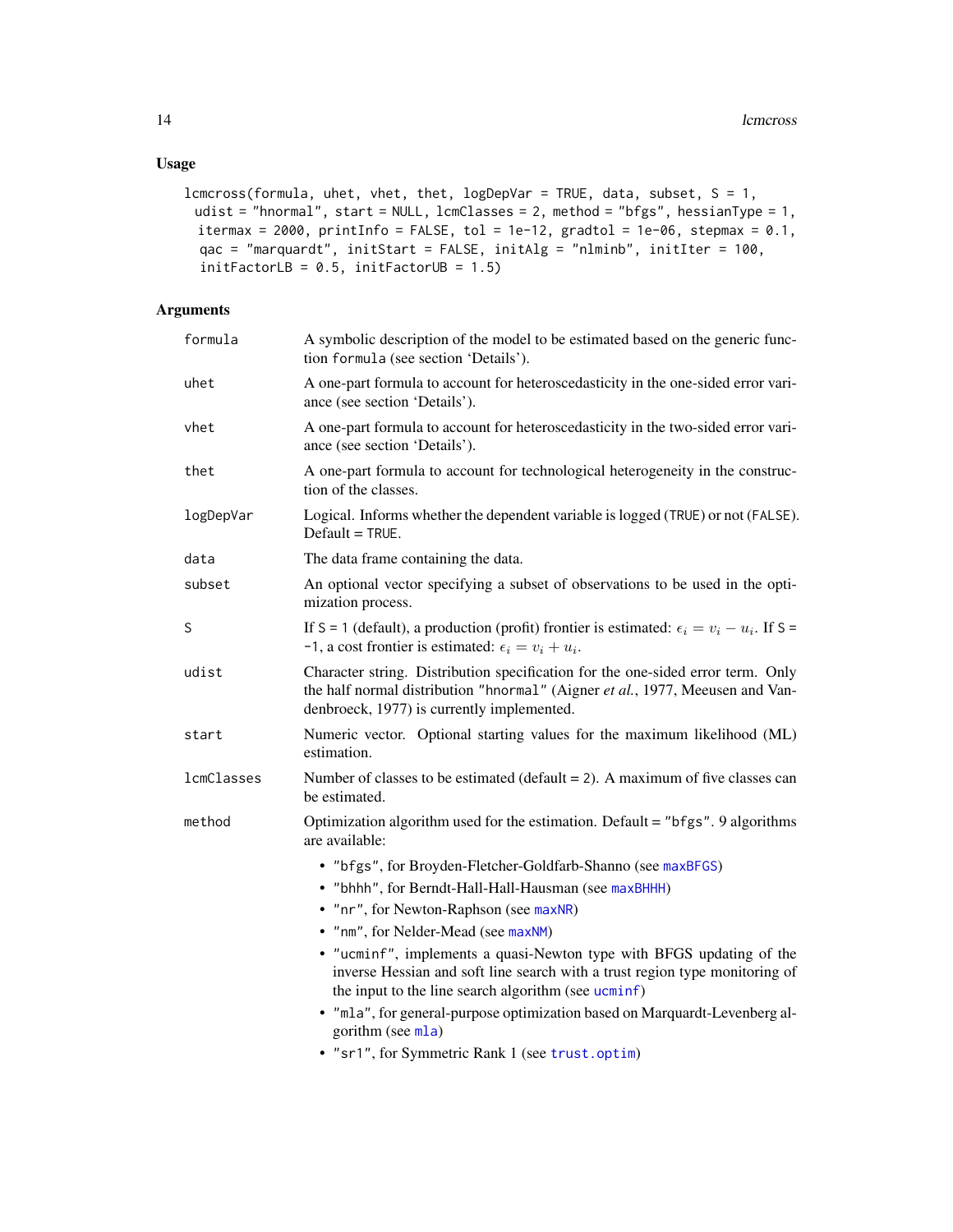## Usage

```
lcmcross(formula, uhet, vhet, thet, logDepVar = TRUE, data, subset, S = 1,
  udist = "hnormal", start = NULL, lcmClasses = 2, method = "bfgs", hessianType = 1,
  itermax = 2000, printInfo = FALSE, tol = 1e-12, gradtol = 1e-06, stepmax = 0.1,
  qac = "marquardt", initStart = FALSE, initAlg = "nlminb", initIter = 100,
  initFactorLB = 0.5, initFactorUB = 1.5)
```

## Arguments

| | |
|---|---|
| `formula` | A symbolic description of the model to be estimated based on the generic function `formula` (see section 'Details'). |
| `uhet` | A one-part formula to account for heteroscedasticity in the one-sided error variance (see section 'Details'). |
| `vhet` | A one-part formula to account for heteroscedasticity in the two-sided error variance (see section 'Details'). |
| `thet` | A one-part formula to account for technological heterogeneity in the construction of the classes. |
| `logDepVar` | Logical. Informs whether the dependent variable is logged (`TRUE`) or not (`FALSE`). Default = `TRUE`. |
| `data` | The data frame containing the data. |
| `subset` | An optional vector specifying a subset of observations to be used in the optimization process. |
| `S` | If `S = 1` (default), a production (profit) frontier is estimated: $\epsilon_i = v_i - u_i$. If `S = -1`, a cost frontier is estimated: $\epsilon_i = v_i + u_i$. |
| `udist` | Character string. Distribution specification for the one-sided error term. Only the half normal distribution `"hnormal"` (Aigner *et al.*, 1977, Meeusen and Vandenbroeck, 1977) is currently implemented. |
| `start` | Numeric vector. Optional starting values for the maximum likelihood (ML) estimation. |
| `lcmClasses` | Number of classes to be estimated (default = 2). A maximum of five classes can be estimated. |
| `method` | Optimization algorithm used for the estimation. Default = `"bfgs"`. 9 algorithms are available: |

- `"bfgs"`, for Broyden-Fletcher-Goldfarb-Shanno (see `maxBFGS`)
- `"bhhh"`, for Berndt-Hall-Hall-Hausman (see `maxBHHH`)
- `"nr"`, for Newton-Raphson (see `maxNR`)
- `"nm"`, for Nelder-Mead (see `maxNM`)
- `"ucminf"`, implements a quasi-Newton type with BFGS updating of the inverse Hessian and soft line search with a trust region type monitoring of the input to the line search algorithm (see `ucminf`)
- `"mla"`, for general-purpose optimization based on Marquardt-Levenberg algorithm (see `mla`)
- `"sr1"`, for Symmetric Rank 1 (see `trust.optim`)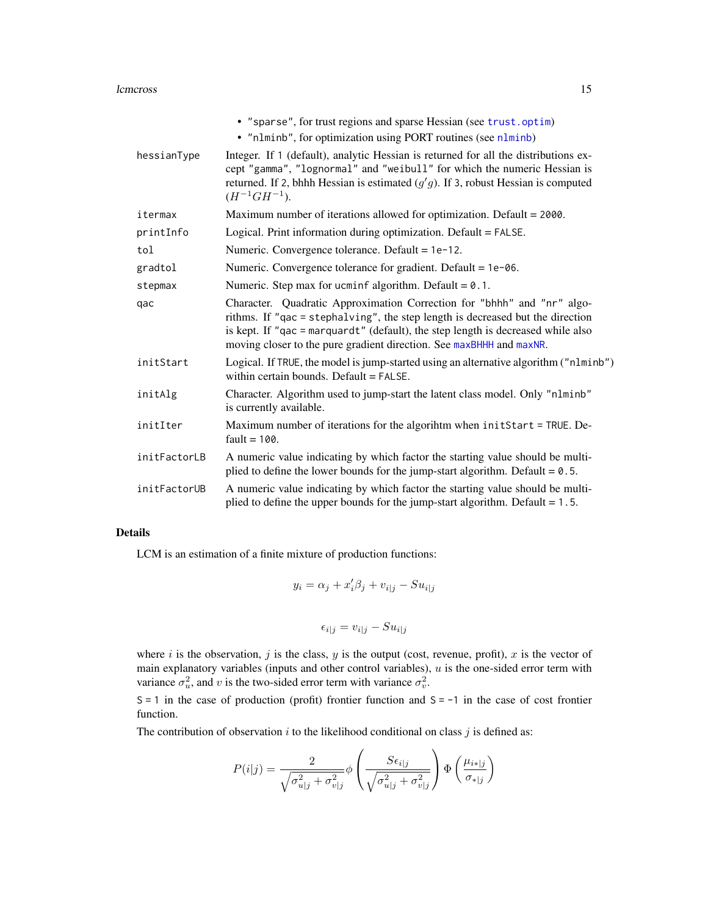- "sparse", for trust regions and sparse Hessian (see trust.optim)
- "nlminb", for optimization using PORT routines (see nlminb)

| | |
|---|---|
| hessianType | Integer. If 1 (default), analytic Hessian is returned for all the distributions except "gamma", "lognormal" and "weibull" for which the numeric Hessian is returned. If 2, bhhh Hessian is estimated ($g'g$). If 3, robust Hessian is computed ($H^{-1}GH^{-1}$). |
| itermax | Maximum number of iterations allowed for optimization. Default = 2000. |
| printInfo | Logical. Print information during optimization. Default = FALSE. |
| tol | Numeric. Convergence tolerance. Default = 1e-12. |
| gradtol | Numeric. Convergence tolerance for gradient. Default = 1e-06. |
| stepmax | Numeric. Step max for ucminf algorithm. Default = 0.1. |
| qac | Character. Quadratic Approximation Correction for "bhhh" and "nr" algorithms. If "qac = stephalving", the step length is decreased but the direction is kept. If "qac = marquardt" (default), the step length is decreased while also moving closer to the pure gradient direction. See maxBHHH and maxNR. |
| initStart | Logical. If TRUE, the model is jump-started using an alternative algorithm ("nlminb") within certain bounds. Default = FALSE. |
| initAlg | Character. Algorithm used to jump-start the latent class model. Only "nlminb" is currently available. |
| initIter | Maximum number of iterations for the algorihtm when initStart = TRUE. Default = 100. |
| initFactorLB | A numeric value indicating by which factor the starting value should be multiplied to define the lower bounds for the jump-start algorithm. Default = 0.5. |
| initFactorUB | A numeric value indicating by which factor the starting value should be multiplied to define the upper bounds for the jump-start algorithm. Default = 1.5. |

## Details

LCM is an estimation of a finite mixture of production functions:

$$y_i = \alpha_j + x_i'\beta_j + v_{i|j} - Su_{i|j}$$

$$\epsilon_{i|j} = v_{i|j} - Su_{i|j}$$

where $i$ is the observation, $j$ is the class, $y$ is the output (cost, revenue, profit), $x$ is the vector of main explanatory variables (inputs and other control variables), $u$ is the one-sided error term with variance $\sigma_u^2$, and $v$ is the two-sided error term with variance $\sigma_v^2$.

S = 1 in the case of production (profit) frontier function and S = -1 in the case of cost frontier function.

The contribution of observation $i$ to the likelihood conditional on class $j$ is defined as:

$$P(i|j) = \frac{2}{\sqrt{\sigma_{u|j}^2 + \sigma_{v|j}^2}} \phi\left(\frac{S\epsilon_{i|j}}{\sqrt{\sigma_{u|j}^2 + \sigma_{v|j}^2}}\right) \Phi\left(\frac{\mu_{i*|j}}{\sigma_{*|j}}\right)$$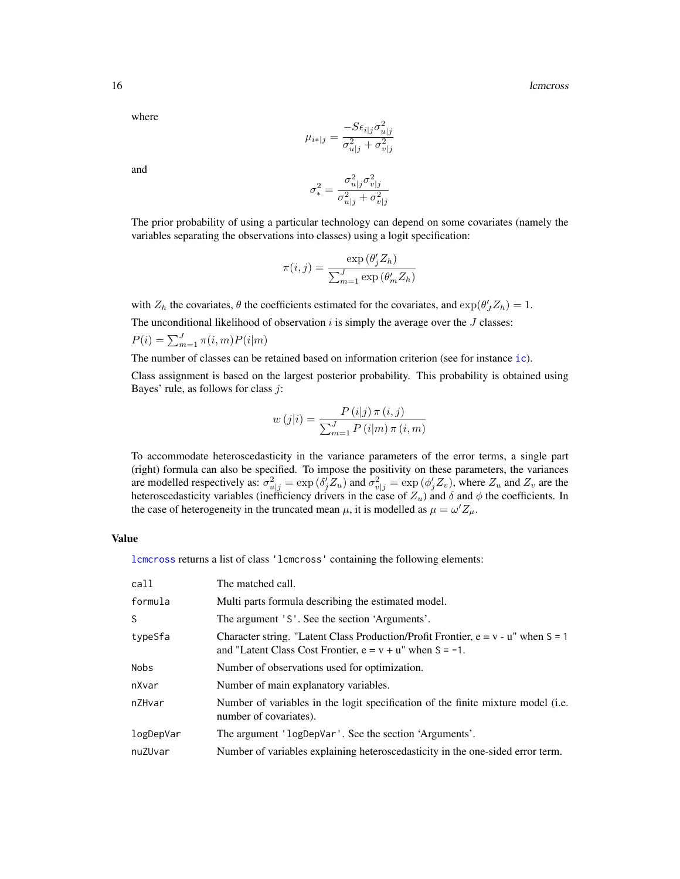where

$$\mu_{i*|j} = \frac{-S\epsilon_{i|j}\sigma_{u|j}^2}{\sigma_{u|j}^2 + \sigma_{v|j}^2}$$

and

$$\sigma_*^2 = \frac{\sigma_{u|j}^2 \sigma_{v|j}^2}{\sigma_{u|j}^2 + \sigma_{v|j}^2}$$

The prior probability of using a particular technology can depend on some covariates (namely the variables separating the observations into classes) using a logit specification:

$$\pi(i,j) = \frac{\exp\left(\theta_j' Z_h\right)}{\sum_{m=1}^{J} \exp\left(\theta_m' Z_h\right)}$$

with $Z_h$ the covariates, $\theta$ the coefficients estimated for the covariates, and $\exp(\theta_J' Z_h) = 1$.

The unconditional likelihood of observation $i$ is simply the average over the $J$ classes:

$P(i) = \sum_{m=1}^{J} \pi(i,m) P(i|m)$

The number of classes can be retained based on information criterion (see for instance ic).

Class assignment is based on the largest posterior probability. This probability is obtained using Bayes' rule, as follows for class $j$:

$$w\left(j|i\right) = \frac{P\left(i|j\right)\pi\left(i,j\right)}{\sum_{m=1}^{J} P\left(i|m\right)\pi\left(i,m\right)}$$

To accommodate heteroscedasticity in the variance parameters of the error terms, a single part (right) formula can also be specified. To impose the positivity on these parameters, the variances are modelled respectively as: $\sigma_{u|j}^2 = \exp\left(\delta_j' Z_u\right)$ and $\sigma_{v|j}^2 = \exp\left(\phi_j' Z_v\right)$, where $Z_u$ and $Z_v$ are the heteroscedasticity variables (inefficiency drivers in the case of $Z_u$) and $\delta$ and $\phi$ the coefficients. In the case of heterogeneity in the truncated mean $\mu$, it is modelled as $\mu = \omega' Z_\mu$.

### Value

lcmcross returns a list of class 'lcmcross' containing the following elements:

| | |
|---|---|
| `call` | The matched call. |
| `formula` | Multi parts formula describing the estimated model. |
| `S` | The argument 'S'. See the section 'Arguments'. |
| `typeSfa` | Character string. "Latent Class Production/Profit Frontier, e = v - u" when S = 1 and "Latent Class Cost Frontier, e = v + u" when S = -1. |
| `Nobs` | Number of observations used for optimization. |
| `nXvar` | Number of main explanatory variables. |
| `nZHvar` | Number of variables in the logit specification of the finite mixture model (i.e. number of covariates). |
| `logDepVar` | The argument 'logDepVar'. See the section 'Arguments'. |
| `nuZUvar` | Number of variables explaining heteroscedasticity in the one-sided error term. |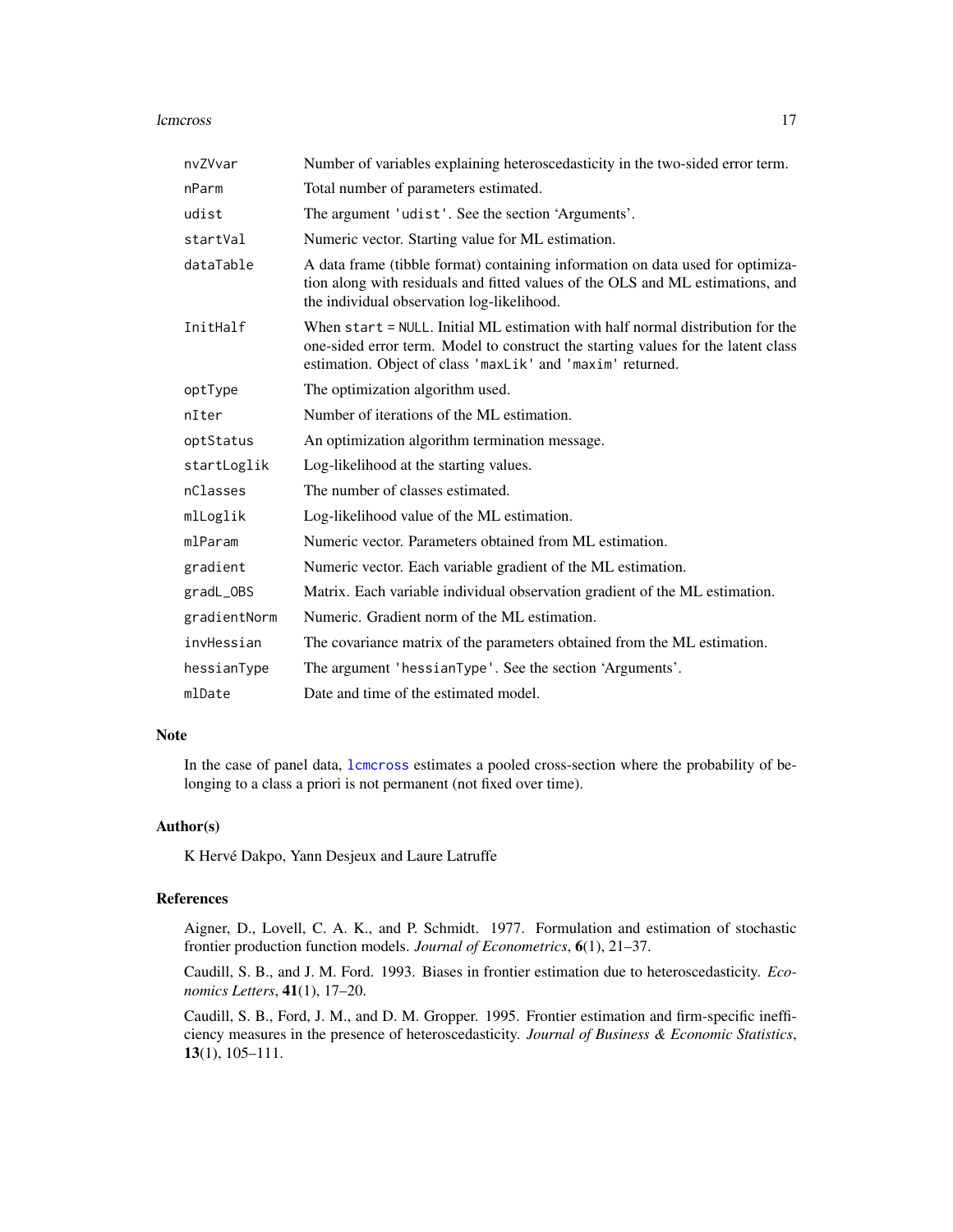| | |
|---|---|
| `nvZVvar` | Number of variables explaining heteroscedasticity in the two-sided error term. |
| `nParm` | Total number of parameters estimated. |
| `udist` | The argument `'udist'`. See the section 'Arguments'. |
| `startVal` | Numeric vector. Starting value for ML estimation. |
| `dataTable` | A data frame (tibble format) containing information on data used for optimization along with residuals and fitted values of the OLS and ML estimations, and the individual observation log-likelihood. |
| `InitHalf` | When `start = NULL`. Initial ML estimation with half normal distribution for the one-sided error term. Model to construct the starting values for the latent class estimation. Object of class `'maxLik'` and `'maxim'` returned. |
| `optType` | The optimization algorithm used. |
| `nIter` | Number of iterations of the ML estimation. |
| `optStatus` | An optimization algorithm termination message. |
| `startLoglik` | Log-likelihood at the starting values. |
| `nClasses` | The number of classes estimated. |
| `mlLoglik` | Log-likelihood value of the ML estimation. |
| `mlParam` | Numeric vector. Parameters obtained from ML estimation. |
| `gradient` | Numeric vector. Each variable gradient of the ML estimation. |
| `gradL_OBS` | Matrix. Each variable individual observation gradient of the ML estimation. |
| `gradientNorm` | Numeric. Gradient norm of the ML estimation. |
| `invHessian` | The covariance matrix of the parameters obtained from the ML estimation. |
| `hessianType` | The argument `'hessianType'`. See the section 'Arguments'. |
| `mlDate` | Date and time of the estimated model. |

## Note

In the case of panel data, `lcmcross` estimates a pooled cross-section where the probability of belonging to a class a priori is not permanent (not fixed over time).

## Author(s)

K Hervé Dakpo, Yann Desjeux and Laure Latruffe

## References

Aigner, D., Lovell, C. A. K., and P. Schmidt. 1977. Formulation and estimation of stochastic frontier production function models. *Journal of Econometrics*, **6**(1), 21–37.

Caudill, S. B., and J. M. Ford. 1993. Biases in frontier estimation due to heteroscedasticity. *Economics Letters*, **41**(1), 17–20.

Caudill, S. B., Ford, J. M., and D. M. Gropper. 1995. Frontier estimation and firm-specific inefficiency measures in the presence of heteroscedasticity. *Journal of Business & Economic Statistics*, **13**(1), 105–111.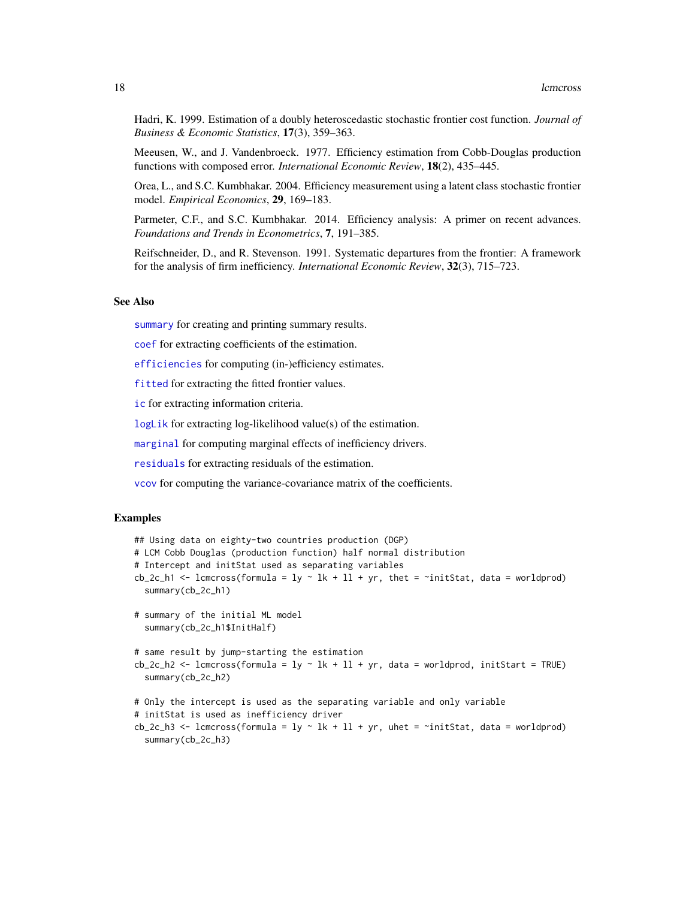Hadri, K. 1999. Estimation of a doubly heteroscedastic stochastic frontier cost function. *Journal of Business & Economic Statistics*, **17**(3), 359–363.

Meeusen, W., and J. Vandenbroeck. 1977. Efficiency estimation from Cobb-Douglas production functions with composed error. *International Economic Review*, **18**(2), 435–445.

Orea, L., and S.C. Kumbhakar. 2004. Efficiency measurement using a latent class stochastic frontier model. *Empirical Economics*, **29**, 169–183.

Parmeter, C.F., and S.C. Kumbhakar. 2014. Efficiency analysis: A primer on recent advances. *Foundations and Trends in Econometrics*, **7**, 191–385.

Reifschneider, D., and R. Stevenson. 1991. Systematic departures from the frontier: A framework for the analysis of firm inefficiency. *International Economic Review*, **32**(3), 715–723.

## See Also

`summary` for creating and printing summary results.

`coef` for extracting coefficients of the estimation.

`efficiencies` for computing (in-)efficiency estimates.

`fitted` for extracting the fitted frontier values.

`ic` for extracting information criteria.

`logLik` for extracting log-likelihood value(s) of the estimation.

`marginal` for computing marginal effects of inefficiency drivers.

`residuals` for extracting residuals of the estimation.

`vcov` for computing the variance-covariance matrix of the coefficients.

## Examples

```
## Using data on eighty-two countries production (DGP)
# LCM Cobb Douglas (production function) half normal distribution
# Intercept and initStat used as separating variables
cb_2c_h1 <- lcmcross(formula = ly ~ lk + ll + yr, thet = ~initStat, data = worldprod)
  summary(cb_2c_h1)

# summary of the initial ML model
  summary(cb_2c_h1$InitHalf)

# same result by jump-starting the estimation
cb_2c_h2 <- lcmcross(formula = ly ~ lk + ll + yr, data = worldprod, initStart = TRUE)
  summary(cb_2c_h2)

# Only the intercept is used as the separating variable and only variable
# initStat is used as inefficiency driver
cb_2c_h3 <- lcmcross(formula = ly ~ lk + ll + yr, uhet = ~initStat, data = worldprod)
  summary(cb_2c_h3)
```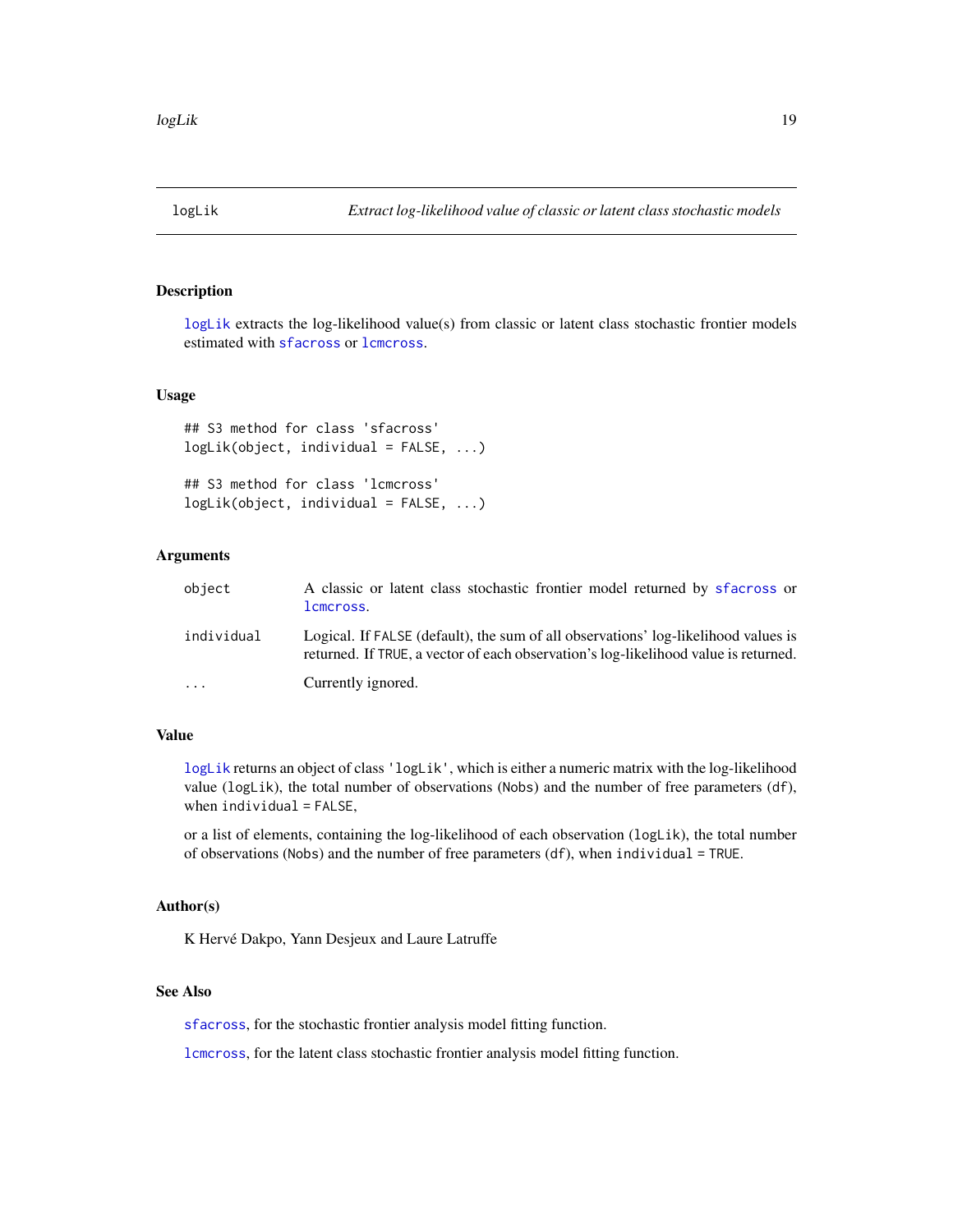# logLik — *Extract log-likelihood value of classic or latent class stochastic models*

## Description

logLik extracts the log-likelihood value(s) from classic or latent class stochastic frontier models estimated with sfacross or lcmcross.

## Usage

```
## S3 method for class 'sfacross'
logLik(object, individual = FALSE, ...)

## S3 method for class 'lcmcross'
logLik(object, individual = FALSE, ...)
```

## Arguments

| | |
|---|---|
| object | A classic or latent class stochastic frontier model returned by sfacross or lcmcross. |
| individual | Logical. If FALSE (default), the sum of all observations' log-likelihood values is returned. If TRUE, a vector of each observation's log-likelihood value is returned. |
| ... | Currently ignored. |

## Value

logLik returns an object of class 'logLik', which is either a numeric matrix with the log-likelihood value (logLik), the total number of observations (Nobs) and the number of free parameters (df), when individual = FALSE,

or a list of elements, containing the log-likelihood of each observation (logLik), the total number of observations (Nobs) and the number of free parameters (df), when individual = TRUE.

## Author(s)

K Hervé Dakpo, Yann Desjeux and Laure Latruffe

## See Also

sfacross, for the stochastic frontier analysis model fitting function.

lcmcross, for the latent class stochastic frontier analysis model fitting function.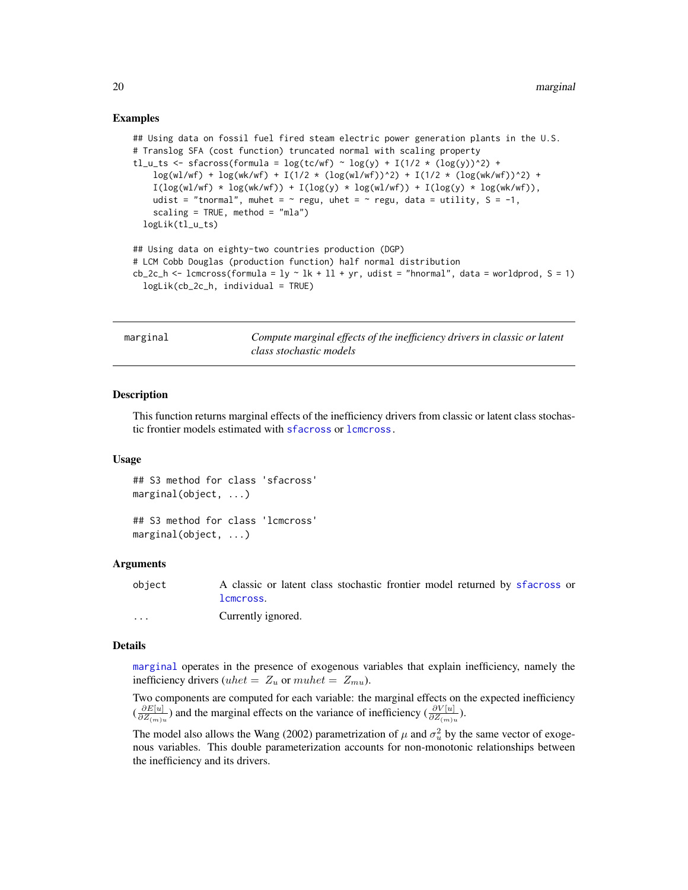### Examples

```
## Using data on fossil fuel fired steam electric power generation plants in the U.S.
# Translog SFA (cost function) truncated normal with scaling property
tl_u_ts <- sfacross(formula = log(tc/wf) ~ log(y) + I(1/2 * (log(y))^2) +
    log(wl/wf) + log(wk/wf) + I(1/2 * (log(wl/wf))^2) + I(1/2 * (log(wk/wf))^2) +
    I(log(wl/wf) * log(wk/wf)) + I(log(y) * log(wl/wf)) + I(log(y) * log(wk/wf)),
    udist = "tnormal", muhet = ~ regu, uhet = ~ regu, data = utility, S = -1,
    scaling = TRUE, method = "mla")
  logLik(tl_u_ts)

## Using data on eighty-two countries production (DGP)
# LCM Cobb Douglas (production function) half normal distribution
cb_2c_h <- lcmcross(formula = ly ~ lk + ll + yr, udist = "hnormal", data = worldprod, S = 1)
  logLik(cb_2c_h, individual = TRUE)
```

---

## marginal — *Compute marginal effects of the inefficiency drivers in classic or latent class stochastic models*

### Description

This function returns marginal effects of the inefficiency drivers from classic or latent class stochastic frontier models estimated with sfacross or lcmcross.

### Usage

```
## S3 method for class 'sfacross'
marginal(object, ...)

## S3 method for class 'lcmcross'
marginal(object, ...)
```

### Arguments

| | |
|---|---|
| object | A classic or latent class stochastic frontier model returned by sfacross or lcmcross. |
| ... | Currently ignored. |

### Details

marginal operates in the presence of exogenous variables that explain inefficiency, namely the inefficiency drivers ($uhet = Z_u$ or $muhet = Z_{mu}$).

Two components are computed for each variable: the marginal effects on the expected inefficiency ($\frac{\partial E[u]}{\partial Z_{(m)u}}$) and the marginal effects on the variance of inefficiency ($\frac{\partial V[u]}{\partial Z_{(m)u}}$).

The model also allows the Wang (2002) parametrization of $\mu$ and $\sigma_u^2$ by the same vector of exogenous variables. This double parameterization accounts for non-monotonic relationships between the inefficiency and its drivers.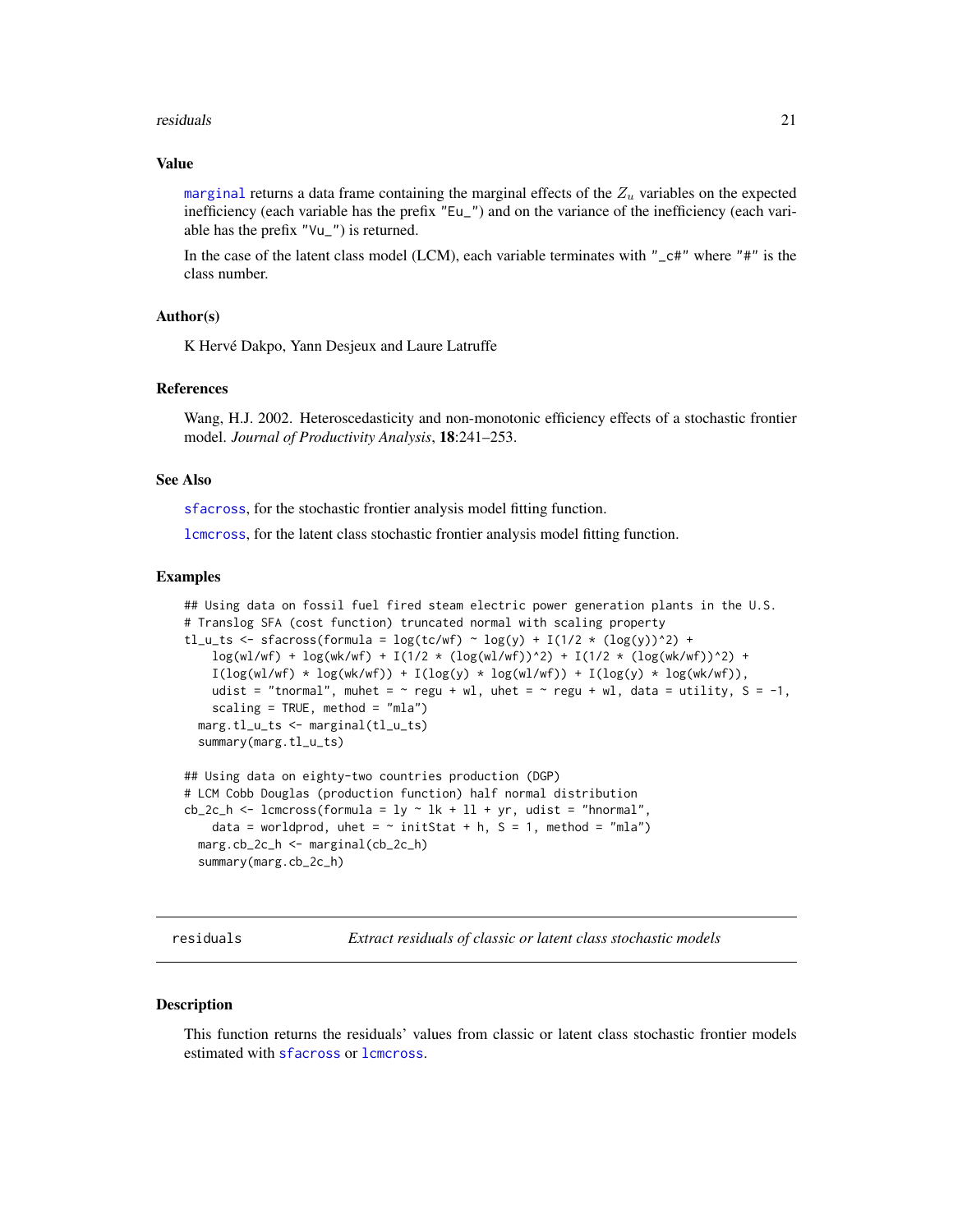### Value

marginal returns a data frame containing the marginal effects of the $Z_u$ variables on the expected inefficiency (each variable has the prefix "Eu_") and on the variance of the inefficiency (each variable has the prefix "Vu_") is returned.

In the case of the latent class model (LCM), each variable terminates with "_c#" where "#" is the class number.

### Author(s)

K Hervé Dakpo, Yann Desjeux and Laure Latruffe

### References

Wang, H.J. 2002. Heteroscedasticity and non-monotonic efficiency effects of a stochastic frontier model. *Journal of Productivity Analysis*, **18**:241–253.

### See Also

sfacross, for the stochastic frontier analysis model fitting function.

lcmcross, for the latent class stochastic frontier analysis model fitting function.

### Examples

```
## Using data on fossil fuel fired steam electric power generation plants in the U.S.
# Translog SFA (cost function) truncated normal with scaling property
tl_u_ts <- sfacross(formula = log(tc/wf) ~ log(y) + I(1/2 * (log(y))^2) +
    log(wl/wf) + log(wk/wf) + I(1/2 * (log(wl/wf))^2) + I(1/2 * (log(wk/wf))^2) +
    I(log(wl/wf) * log(wk/wf)) + I(log(y) * log(wl/wf)) + I(log(y) * log(wk/wf)),
    udist = "tnormal", muhet = ~ regu + wl, uhet = ~ regu + wl, data = utility, S = -1,
    scaling = TRUE, method = "mla")
  marg.tl_u_ts <- marginal(tl_u_ts)
  summary(marg.tl_u_ts)

## Using data on eighty-two countries production (DGP)
# LCM Cobb Douglas (production function) half normal distribution
cb_2c_h <- lcmcross(formula = ly ~ lk + ll + yr, udist = "hnormal",
    data = worldprod, uhet = ~ initStat + h, S = 1, method = "mla")
  marg.cb_2c_h <- marginal(cb_2c_h)
  summary(marg.cb_2c_h)
```

---

## residuals — *Extract residuals of classic or latent class stochastic models*

### Description

This function returns the residuals' values from classic or latent class stochastic frontier models estimated with sfacross or lcmcross.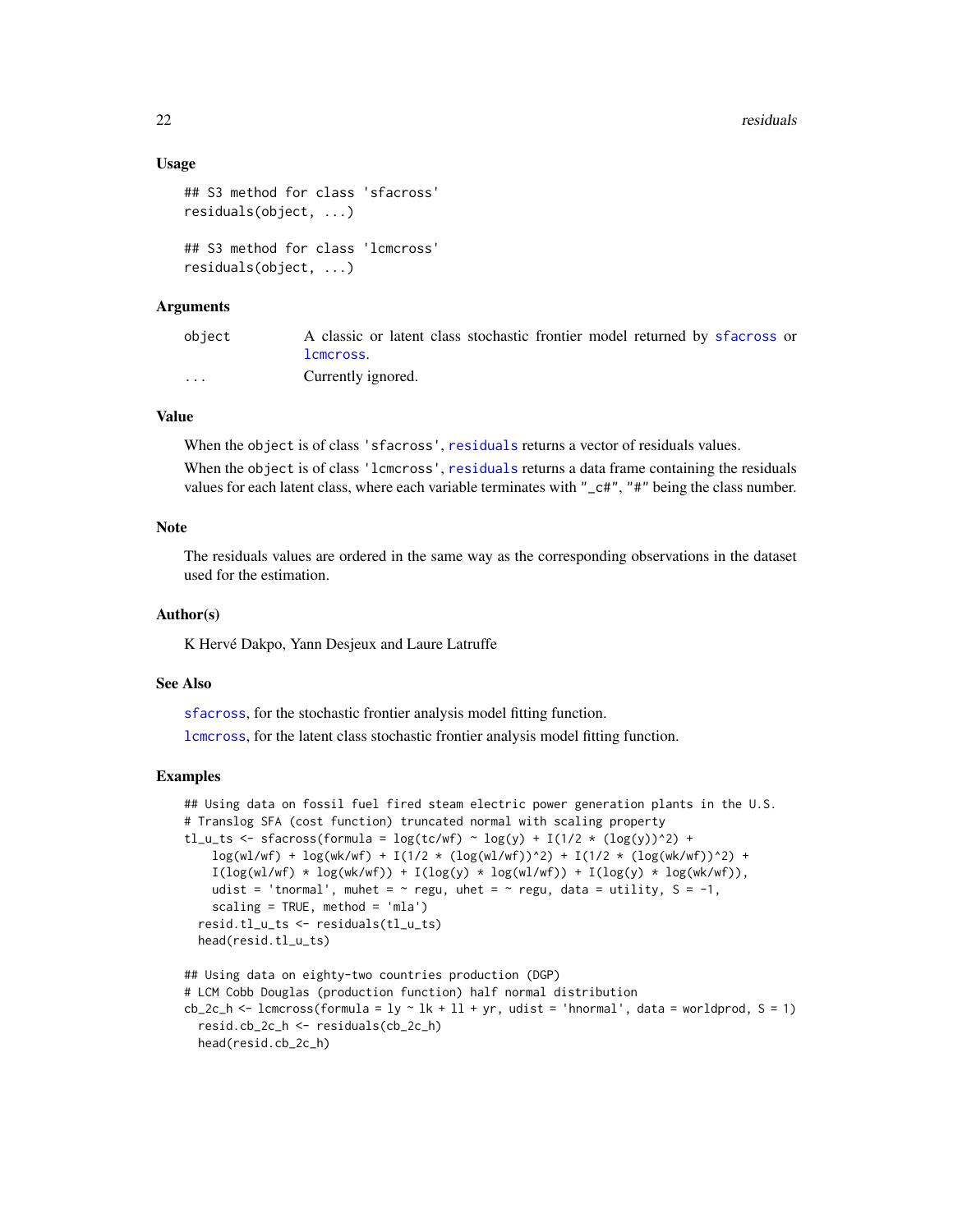### Usage

```
## S3 method for class 'sfacross'
residuals(object, ...)

## S3 method for class 'lcmcross'
residuals(object, ...)
```

### Arguments

| | |
|---|---|
| object | A classic or latent class stochastic frontier model returned by sfacross or lcmcross. |
| ... | Currently ignored. |

### Value

When the object is of class 'sfacross', residuals returns a vector of residuals values.

When the object is of class 'lcmcross', residuals returns a data frame containing the residuals values for each latent class, where each variable terminates with "_c#", "#" being the class number.

### Note

The residuals values are ordered in the same way as the corresponding observations in the dataset used for the estimation.

### Author(s)

K Hervé Dakpo, Yann Desjeux and Laure Latruffe

### See Also

sfacross, for the stochastic frontier analysis model fitting function.

lcmcross, for the latent class stochastic frontier analysis model fitting function.

### Examples

```
## Using data on fossil fuel fired steam electric power generation plants in the U.S.
# Translog SFA (cost function) truncated normal with scaling property
tl_u_ts <- sfacross(formula = log(tc/wf) ~ log(y) + I(1/2 * (log(y))^2) +
    log(wl/wf) + log(wk/wf) + I(1/2 * (log(wl/wf))^2) + I(1/2 * (log(wk/wf))^2) +
    I(log(wl/wf) * log(wk/wf)) + I(log(y) * log(wl/wf)) + I(log(y) * log(wk/wf)),
    udist = 'tnormal', muhet = ~ regu, uhet = ~ regu, data = utility, S = -1,
    scaling = TRUE, method = 'mla')
  resid.tl_u_ts <- residuals(tl_u_ts)
  head(resid.tl_u_ts)

## Using data on eighty-two countries production (DGP)
# LCM Cobb Douglas (production function) half normal distribution
cb_2c_h <- lcmcross(formula = ly ~ lk + ll + yr, udist = 'hnormal', data = worldprod, S = 1)
  resid.cb_2c_h <- residuals(cb_2c_h)
  head(resid.cb_2c_h)
```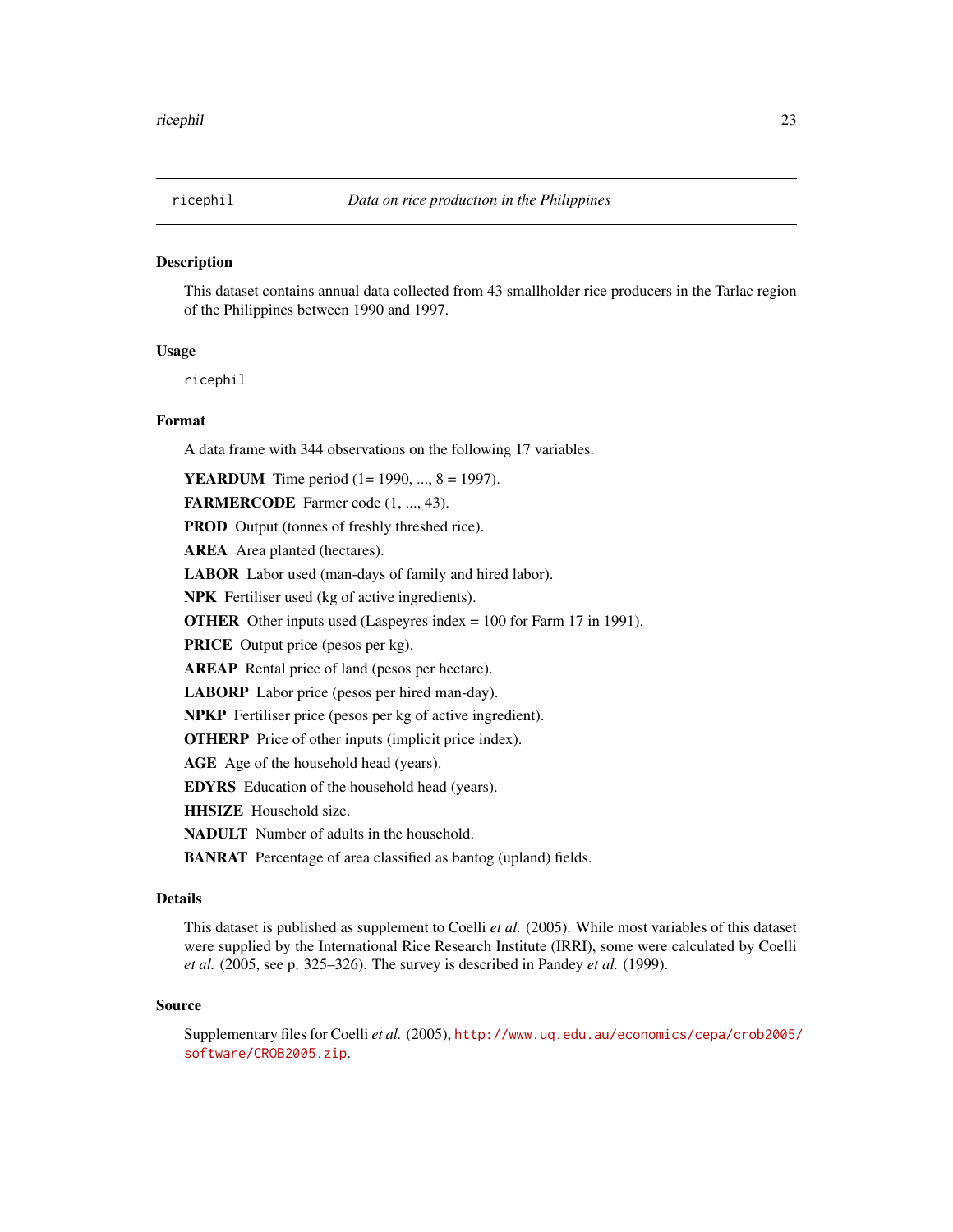## ricephil — *Data on rice production in the Philippines*

### Description

This dataset contains annual data collected from 43 smallholder rice producers in the Tarlac region of the Philippines between 1990 and 1997.

### Usage

```
ricephil
```

### Format

A data frame with 344 observations on the following 17 variables.

**YEARDUM** Time period (1= 1990, ..., 8 = 1997).

**FARMERCODE** Farmer code (1, ..., 43).

**PROD** Output (tonnes of freshly threshed rice).

**AREA** Area planted (hectares).

**LABOR** Labor used (man-days of family and hired labor).

**NPK** Fertiliser used (kg of active ingredients).

**OTHER** Other inputs used (Laspeyres index = 100 for Farm 17 in 1991).

**PRICE** Output price (pesos per kg).

**AREAP** Rental price of land (pesos per hectare).

**LABORP** Labor price (pesos per hired man-day).

**NPKP** Fertiliser price (pesos per kg of active ingredient).

**OTHERP** Price of other inputs (implicit price index).

**AGE** Age of the household head (years).

**EDYRS** Education of the household head (years).

**HHSIZE** Household size.

**NADULT** Number of adults in the household.

**BANRAT** Percentage of area classified as bantog (upland) fields.

### Details

This dataset is published as supplement to Coelli *et al.* (2005). While most variables of this dataset were supplied by the International Rice Research Institute (IRRI), some were calculated by Coelli *et al.* (2005, see p. 325–326). The survey is described in Pandey *et al.* (1999).

### Source

Supplementary files for Coelli *et al.* (2005), http://www.uq.edu.au/economics/cepa/crob2005/software/CROB2005.zip.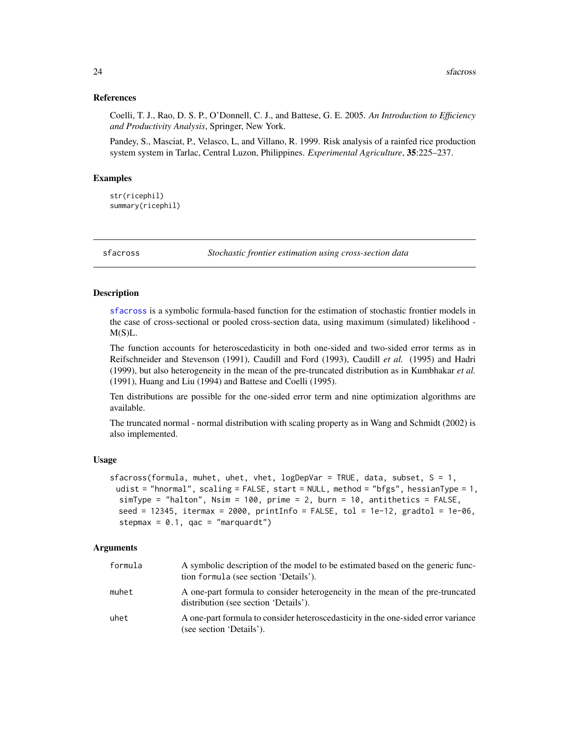### References

Coelli, T. J., Rao, D. S. P., O'Donnell, C. J., and Battese, G. E. 2005. *An Introduction to Efficiency and Productivity Analysis*, Springer, New York.

Pandey, S., Masciat, P., Velasco, L, and Villano, R. 1999. Risk analysis of a rainfed rice production system system in Tarlac, Central Luzon, Philippines. *Experimental Agriculture*, **35**:225–237.

### Examples

```
str(ricephil)
summary(ricephil)
```

---

## sfacross — *Stochastic frontier estimation using cross-section data*

---

### Description

sfacross is a symbolic formula-based function for the estimation of stochastic frontier models in the case of cross-sectional or pooled cross-section data, using maximum (simulated) likelihood - M(S)L.

The function accounts for heteroscedasticity in both one-sided and two-sided error terms as in Reifschneider and Stevenson (1991), Caudill and Ford (1993), Caudill *et al.* (1995) and Hadri (1999), but also heterogeneity in the mean of the pre-truncated distribution as in Kumbhakar *et al.* (1991), Huang and Liu (1994) and Battese and Coelli (1995).

Ten distributions are possible for the one-sided error term and nine optimization algorithms are available.

The truncated normal - normal distribution with scaling property as in Wang and Schmidt (2002) is also implemented.

### Usage

```
sfacross(formula, muhet, uhet, vhet, logDepVar = TRUE, data, subset, S = 1,
  udist = "hnormal", scaling = FALSE, start = NULL, method = "bfgs", hessianType = 1,
  simType = "halton", Nsim = 100, prime = 2, burn = 10, antithetics = FALSE,
  seed = 12345, itermax = 2000, printInfo = FALSE, tol = 1e-12, gradtol = 1e-06,
  stepmax = 0.1, qac = "marquardt")
```

### Arguments

| | |
|---|---|
| formula | A symbolic description of the model to be estimated based on the generic function formula (see section 'Details'). |
| muhet | A one-part formula to consider heterogeneity in the mean of the pre-truncated distribution (see section 'Details'). |
| uhet | A one-part formula to consider heteroscedasticity in the one-sided error variance (see section 'Details'). |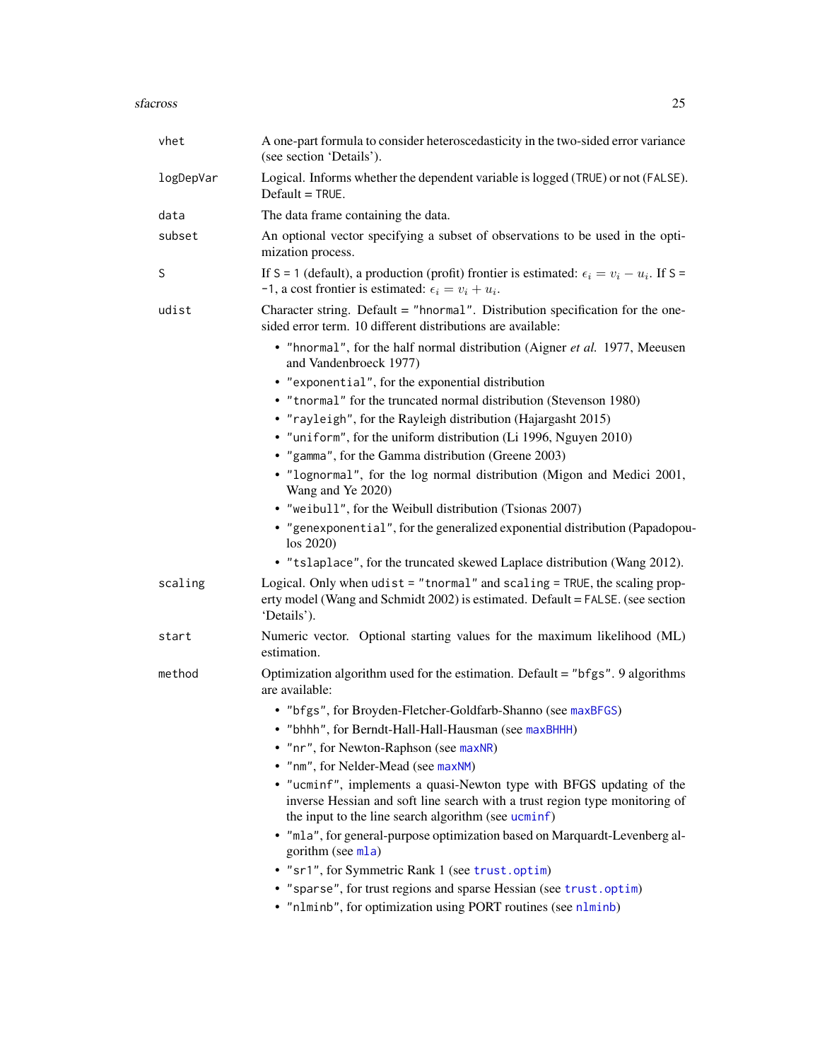| | |
|---|---|
| `vhet` | A one-part formula to consider heteroscedasticity in the two-sided error variance (see section 'Details'). |
| `logDepVar` | Logical. Informs whether the dependent variable is logged (`TRUE`) or not (`FALSE`). Default = `TRUE`. |
| `data` | The data frame containing the data. |
| `subset` | An optional vector specifying a subset of observations to be used in the optimization process. |
| `S` | If `S = 1` (default), a production (profit) frontier is estimated: $\epsilon_i = v_i - u_i$. If `S = -1`, a cost frontier is estimated: $\epsilon_i = v_i + u_i$. |
| `udist` | Character string. Default = `"hnormal"`. Distribution specification for the one-sided error term. 10 different distributions are available: |

- `"hnormal"`, for the half normal distribution (Aigner *et al.* 1977, Meeusen and Vandenbroeck 1977)
- `"exponential"`, for the exponential distribution
- `"tnormal"` for the truncated normal distribution (Stevenson 1980)
- `"rayleigh"`, for the Rayleigh distribution (Hajargasht 2015)
- `"uniform"`, for the uniform distribution (Li 1996, Nguyen 2010)
- `"gamma"`, for the Gamma distribution (Greene 2003)
- `"lognormal"`, for the log normal distribution (Migon and Medici 2001, Wang and Ye 2020)
- `"weibull"`, for the Weibull distribution (Tsionas 2007)
- `"genexponential"`, for the generalized exponential distribution (Papadopoulos 2020)
- `"tslaplace"`, for the truncated skewed Laplace distribution (Wang 2012).

| | |
|---|---|
| `scaling` | Logical. Only when `udist = "tnormal"` and `scaling = TRUE`, the scaling property model (Wang and Schmidt 2002) is estimated. Default = `FALSE`. (see section 'Details'). |
| `start` | Numeric vector. Optional starting values for the maximum likelihood (ML) estimation. |
| `method` | Optimization algorithm used for the estimation. Default = `"bfgs"`. 9 algorithms are available: |

- `"bfgs"`, for Broyden-Fletcher-Goldfarb-Shanno (see `maxBFGS`)
- `"bhhh"`, for Berndt-Hall-Hall-Hausman (see `maxBHHH`)
- `"nr"`, for Newton-Raphson (see `maxNR`)
- `"nm"`, for Nelder-Mead (see `maxNM`)
- `"ucminf"`, implements a quasi-Newton type with BFGS updating of the inverse Hessian and soft line search with a trust region type monitoring of the input to the line search algorithm (see `ucminf`)
- `"mla"`, for general-purpose optimization based on Marquardt-Levenberg algorithm (see `mla`)
- `"sr1"`, for Symmetric Rank 1 (see `trust.optim`)
- `"sparse"`, for trust regions and sparse Hessian (see `trust.optim`)
- `"nlminb"`, for optimization using PORT routines (see `nlminb`)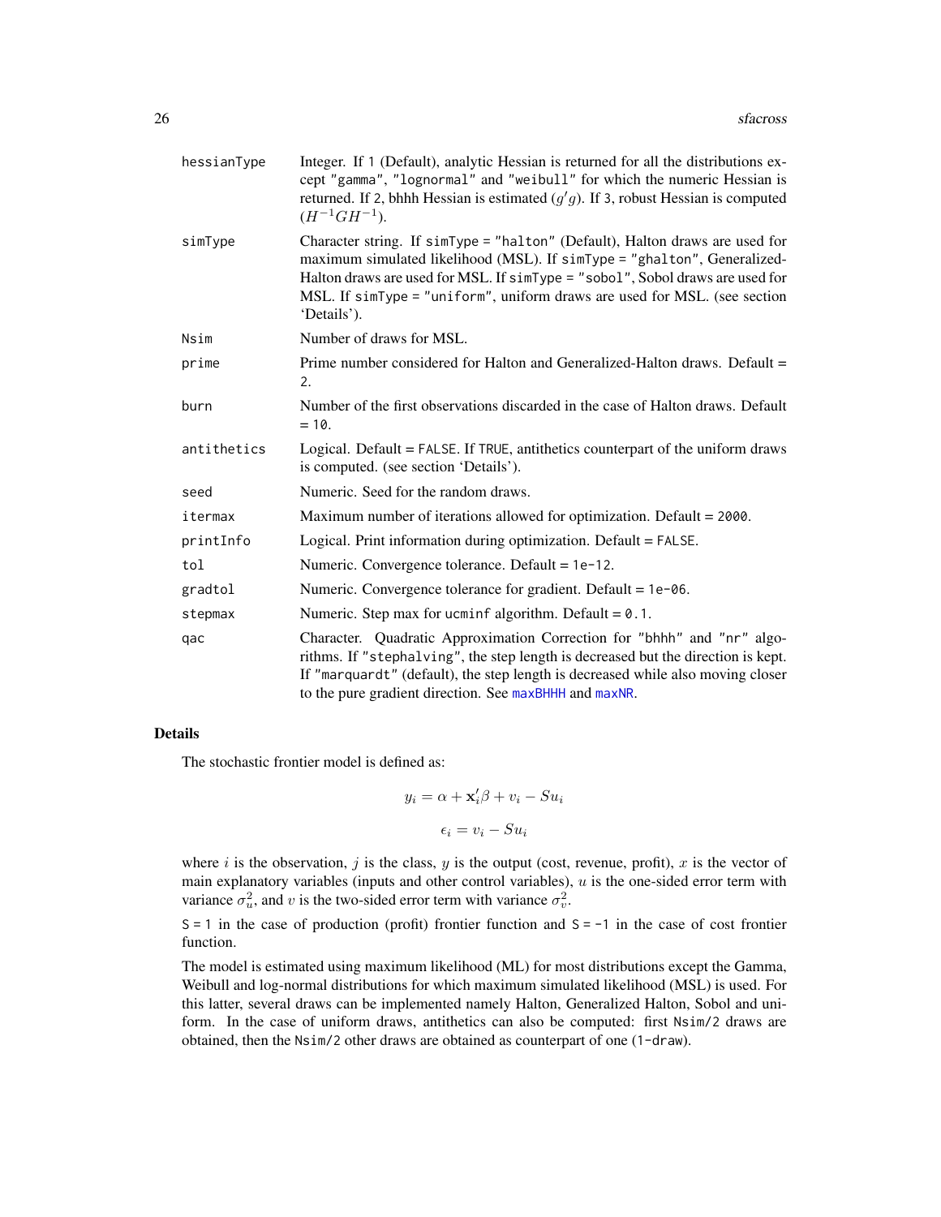| | |
|---|---|
| hessianType | Integer. If 1 (Default), analytic Hessian is returned for all the distributions except "gamma", "lognormal" and "weibull" for which the numeric Hessian is returned. If 2, bhhh Hessian is estimated ($g'g$). If 3, robust Hessian is computed ($H^{-1}GH^{-1}$). |
| simType | Character string. If simType = "halton" (Default), Halton draws are used for maximum simulated likelihood (MSL). If simType = "ghalton", Generalized-Halton draws are used for MSL. If simType = "sobol", Sobol draws are used for MSL. If simType = "uniform", uniform draws are used for MSL. (see section 'Details'). |
| Nsim | Number of draws for MSL. |
| prime | Prime number considered for Halton and Generalized-Halton draws. Default = 2. |
| burn | Number of the first observations discarded in the case of Halton draws. Default = 10. |
| antithetics | Logical. Default = FALSE. If TRUE, antithetics counterpart of the uniform draws is computed. (see section 'Details'). |
| seed | Numeric. Seed for the random draws. |
| itermax | Maximum number of iterations allowed for optimization. Default = 2000. |
| printInfo | Logical. Print information during optimization. Default = FALSE. |
| tol | Numeric. Convergence tolerance. Default = 1e-12. |
| gradtol | Numeric. Convergence tolerance for gradient. Default = 1e-06. |
| stepmax | Numeric. Step max for ucminf algorithm. Default = 0.1. |
| qac | Character. Quadratic Approximation Correction for "bhhh" and "nr" algorithms. If "stephalving", the step length is decreased but the direction is kept. If "marquardt" (default), the step length is decreased while also moving closer to the pure gradient direction. See maxBHHH and maxNR. |

## Details

The stochastic frontier model is defined as:

$$y_i = \alpha + \mathbf{x}_i'\beta + v_i - Su_i$$

$$\epsilon_i = v_i - Su_i$$

where $i$ is the observation, $j$ is the class, $y$ is the output (cost, revenue, profit), $x$ is the vector of main explanatory variables (inputs and other control variables), $u$ is the one-sided error term with variance $\sigma_u^2$, and $v$ is the two-sided error term with variance $\sigma_v^2$.

S = 1 in the case of production (profit) frontier function and S = -1 in the case of cost frontier function.

The model is estimated using maximum likelihood (ML) for most distributions except the Gamma, Weibull and log-normal distributions for which maximum simulated likelihood (MSL) is used. For this latter, several draws can be implemented namely Halton, Generalized Halton, Sobol and uniform. In the case of uniform draws, antithetics can also be computed: first Nsim/2 draws are obtained, then the Nsim/2 other draws are obtained as counterpart of one (1-draw).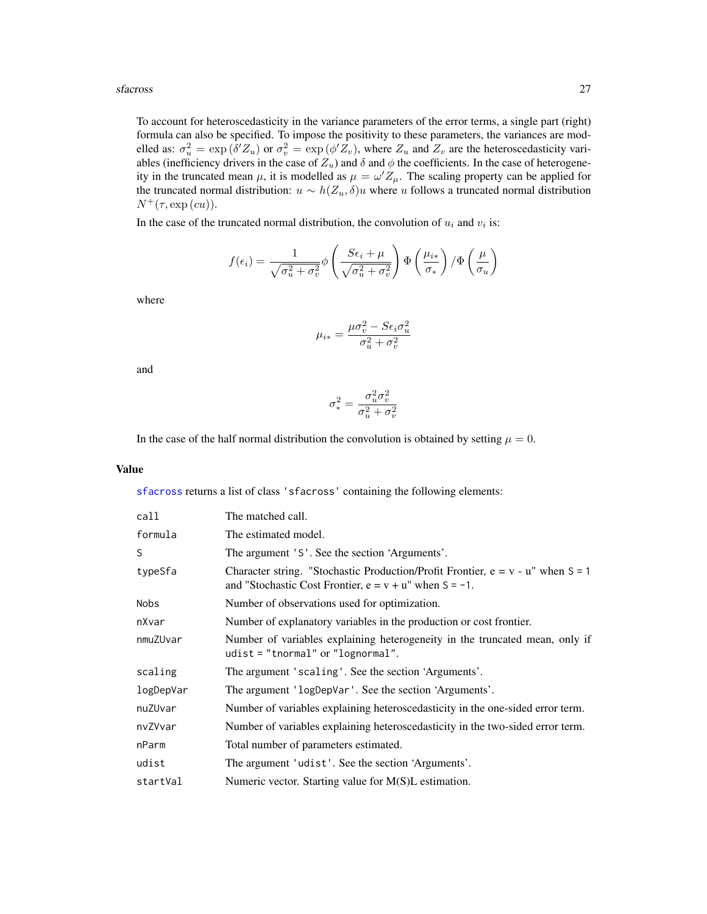To account for heteroscedasticity in the variance parameters of the error terms, a single part (right) formula can also be specified. To impose the positivity to these parameters, the variances are modelled as: $\sigma_u^2 = \exp(\delta' Z_u)$ or $\sigma_v^2 = \exp(\phi' Z_v)$, where $Z_u$ and $Z_v$ are the heteroscedasticity variables (inefficiency drivers in the case of $Z_u$) and $\delta$ and $\phi$ the coefficients. In the case of heterogeneity in the truncated mean $\mu$, it is modelled as $\mu = \omega' Z_\mu$. The scaling property can be applied for the truncated normal distribution: $u \sim h(Z_u, \delta)u$ where $u$ follows a truncated normal distribution $N^+(\tau, \exp(cu))$.

In the case of the truncated normal distribution, the convolution of $u_i$ and $v_i$ is:

$$f(\epsilon_i) = \frac{1}{\sqrt{\sigma_u^2 + \sigma_v^2}} \phi\left(\frac{S\epsilon_i + \mu}{\sqrt{\sigma_u^2 + \sigma_v^2}}\right) \Phi\left(\frac{\mu_{i*}}{\sigma_*}\right) / \Phi\left(\frac{\mu}{\sigma_u}\right)$$

where

$$\mu_{i*} = \frac{\mu\sigma_v^2 - S\epsilon_i\sigma_u^2}{\sigma_u^2 + \sigma_v^2}$$

and

$$\sigma_*^2 = \frac{\sigma_u^2\sigma_v^2}{\sigma_u^2 + \sigma_v^2}$$

In the case of the half normal distribution the convolution is obtained by setting $\mu = 0$.

## Value

sfacross returns a list of class 'sfacross' containing the following elements:

| | |
|---|---|
| call | The matched call. |
| formula | The estimated model. |
| S | The argument 'S'. See the section 'Arguments'. |
| typeSfa | Character string. "Stochastic Production/Profit Frontier, e = v - u" when S = 1 and "Stochastic Cost Frontier, e = v + u" when S = -1. |
| Nobs | Number of observations used for optimization. |
| nXvar | Number of explanatory variables in the production or cost frontier. |
| nmuZUvar | Number of variables explaining heterogeneity in the truncated mean, only if udist = "tnormal" or "lognormal". |
| scaling | The argument 'scaling'. See the section 'Arguments'. |
| logDepVar | The argument 'logDepVar'. See the section 'Arguments'. |
| nuZUvar | Number of variables explaining heteroscedasticity in the one-sided error term. |
| nvZVvar | Number of variables explaining heteroscedasticity in the two-sided error term. |
| nParm | Total number of parameters estimated. |
| udist | The argument 'udist'. See the section 'Arguments'. |
| startVal | Numeric vector. Starting value for M(S)L estimation. |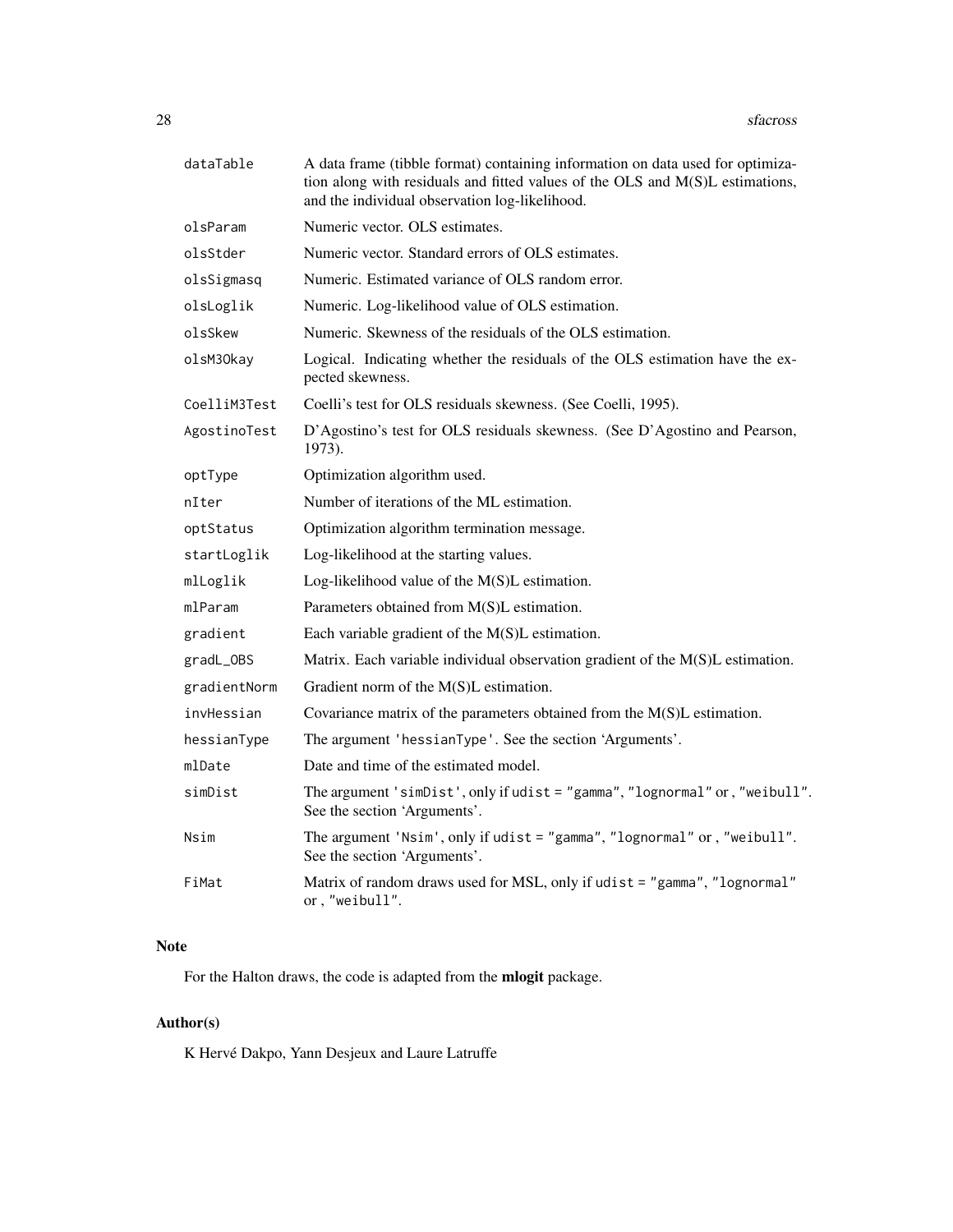| | |
|---|---|
| `dataTable` | A data frame (tibble format) containing information on data used for optimization along with residuals and fitted values of the OLS and M(S)L estimations, and the individual observation log-likelihood. |
| `olsParam` | Numeric vector. OLS estimates. |
| `olsStder` | Numeric vector. Standard errors of OLS estimates. |
| `olsSigmasq` | Numeric. Estimated variance of OLS random error. |
| `olsLoglik` | Numeric. Log-likelihood value of OLS estimation. |
| `olsSkew` | Numeric. Skewness of the residuals of the OLS estimation. |
| `olsM3Okay` | Logical. Indicating whether the residuals of the OLS estimation have the expected skewness. |
| `CoelliM3Test` | Coelli's test for OLS residuals skewness. (See Coelli, 1995). |
| `AgostinoTest` | D'Agostino's test for OLS residuals skewness. (See D'Agostino and Pearson, 1973). |
| `optType` | Optimization algorithm used. |
| `nIter` | Number of iterations of the ML estimation. |
| `optStatus` | Optimization algorithm termination message. |
| `startLoglik` | Log-likelihood at the starting values. |
| `mlLoglik` | Log-likelihood value of the M(S)L estimation. |
| `mlParam` | Parameters obtained from M(S)L estimation. |
| `gradient` | Each variable gradient of the M(S)L estimation. |
| `gradL_OBS` | Matrix. Each variable individual observation gradient of the M(S)L estimation. |
| `gradientNorm` | Gradient norm of the M(S)L estimation. |
| `invHessian` | Covariance matrix of the parameters obtained from the M(S)L estimation. |
| `hessianType` | The argument `'hessianType'`. See the section 'Arguments'. |
| `mlDate` | Date and time of the estimated model. |
| `simDist` | The argument `'simDist'`, only if `udist = "gamma"`, `"lognormal"` or , `"weibull"`. See the section 'Arguments'. |
| `Nsim` | The argument `'Nsim'`, only if `udist = "gamma"`, `"lognormal"` or , `"weibull"`. See the section 'Arguments'. |
| `FiMat` | Matrix of random draws used for MSL, only if `udist = "gamma"`, `"lognormal"` or , `"weibull"`. |

## Note

For the Halton draws, the code is adapted from the **mlogit** package.

## Author(s)

K Hervé Dakpo, Yann Desjeux and Laure Latruffe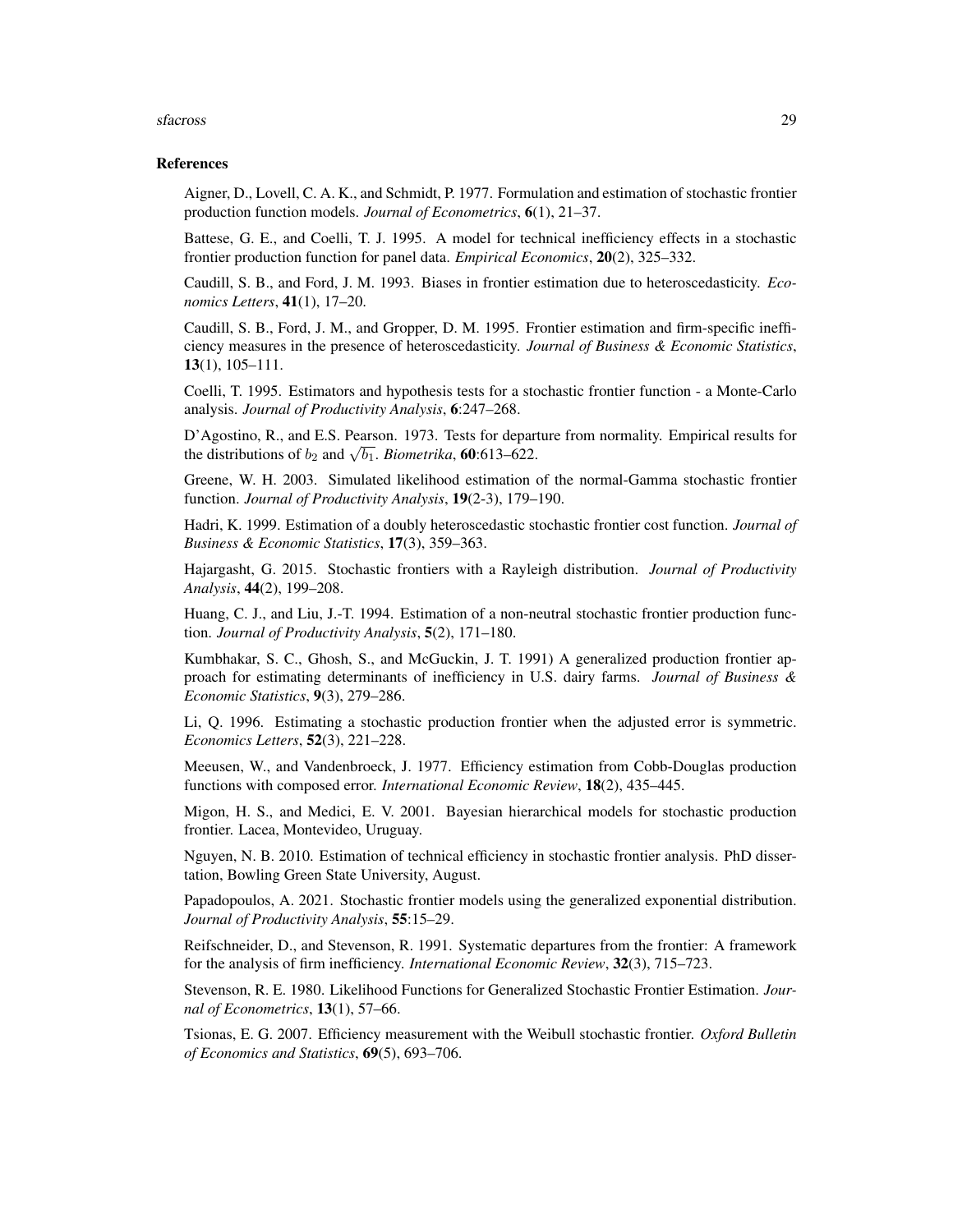## References

Aigner, D., Lovell, C. A. K., and Schmidt, P. 1977. Formulation and estimation of stochastic frontier production function models. *Journal of Econometrics*, **6**(1), 21–37.

Battese, G. E., and Coelli, T. J. 1995. A model for technical inefficiency effects in a stochastic frontier production function for panel data. *Empirical Economics*, **20**(2), 325–332.

Caudill, S. B., and Ford, J. M. 1993. Biases in frontier estimation due to heteroscedasticity. *Economics Letters*, **41**(1), 17–20.

Caudill, S. B., Ford, J. M., and Gropper, D. M. 1995. Frontier estimation and firm-specific inefficiency measures in the presence of heteroscedasticity. *Journal of Business & Economic Statistics*, **13**(1), 105–111.

Coelli, T. 1995. Estimators and hypothesis tests for a stochastic frontier function - a Monte-Carlo analysis. *Journal of Productivity Analysis*, **6**:247–268.

D'Agostino, R., and E.S. Pearson. 1973. Tests for departure from normality. Empirical results for the distributions of $b_2$ and $\sqrt{b_1}$. *Biometrika*, **60**:613–622.

Greene, W. H. 2003. Simulated likelihood estimation of the normal-Gamma stochastic frontier function. *Journal of Productivity Analysis*, **19**(2-3), 179–190.

Hadri, K. 1999. Estimation of a doubly heteroscedastic stochastic frontier cost function. *Journal of Business & Economic Statistics*, **17**(3), 359–363.

Hajargasht, G. 2015. Stochastic frontiers with a Rayleigh distribution. *Journal of Productivity Analysis*, **44**(2), 199–208.

Huang, C. J., and Liu, J.-T. 1994. Estimation of a non-neutral stochastic frontier production function. *Journal of Productivity Analysis*, **5**(2), 171–180.

Kumbhakar, S. C., Ghosh, S., and McGuckin, J. T. 1991) A generalized production frontier approach for estimating determinants of inefficiency in U.S. dairy farms. *Journal of Business & Economic Statistics*, **9**(3), 279–286.

Li, Q. 1996. Estimating a stochastic production frontier when the adjusted error is symmetric. *Economics Letters*, **52**(3), 221–228.

Meeusen, W., and Vandenbroeck, J. 1977. Efficiency estimation from Cobb-Douglas production functions with composed error. *International Economic Review*, **18**(2), 435–445.

Migon, H. S., and Medici, E. V. 2001. Bayesian hierarchical models for stochastic production frontier. Lacea, Montevideo, Uruguay.

Nguyen, N. B. 2010. Estimation of technical efficiency in stochastic frontier analysis. PhD dissertation, Bowling Green State University, August.

Papadopoulos, A. 2021. Stochastic frontier models using the generalized exponential distribution. *Journal of Productivity Analysis*, **55**:15–29.

Reifschneider, D., and Stevenson, R. 1991. Systematic departures from the frontier: A framework for the analysis of firm inefficiency. *International Economic Review*, **32**(3), 715–723.

Stevenson, R. E. 1980. Likelihood Functions for Generalized Stochastic Frontier Estimation. *Journal of Econometrics*, **13**(1), 57–66.

Tsionas, E. G. 2007. Efficiency measurement with the Weibull stochastic frontier. *Oxford Bulletin of Economics and Statistics*, **69**(5), 693–706.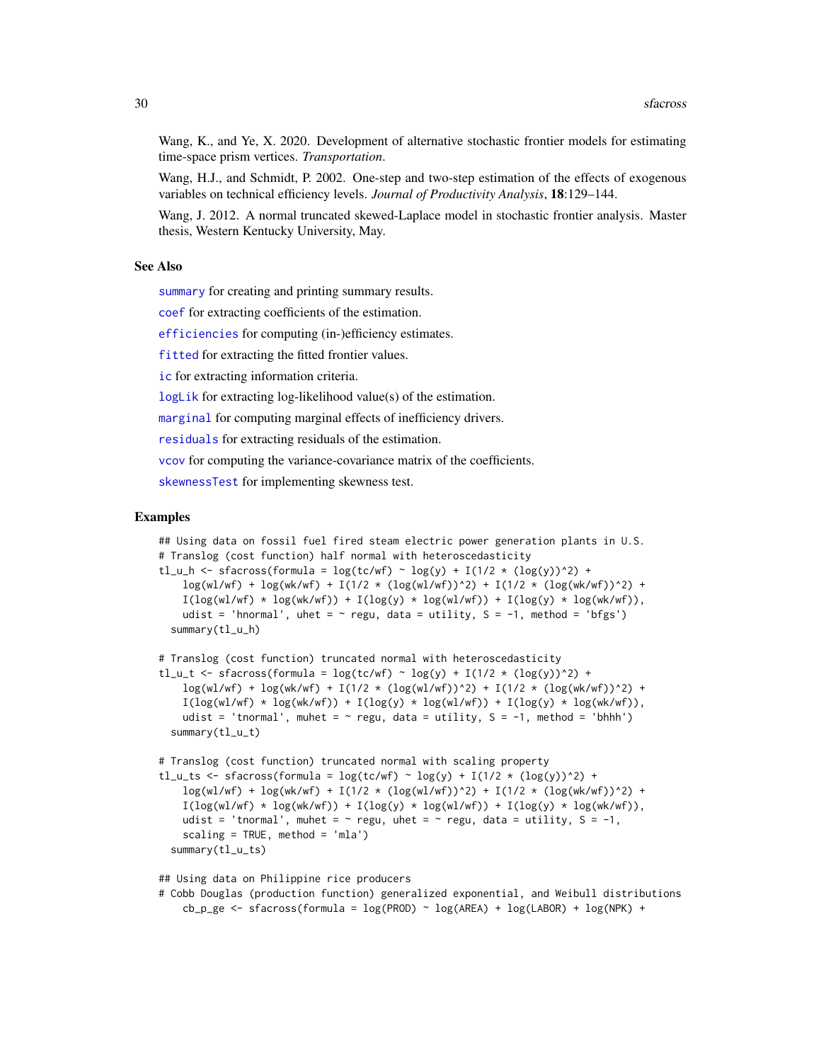Wang, K., and Ye, X. 2020. Development of alternative stochastic frontier models for estimating time-space prism vertices. *Transportation*.

Wang, H.J., and Schmidt, P. 2002. One-step and two-step estimation of the effects of exogenous variables on technical efficiency levels. *Journal of Productivity Analysis*, **18**:129–144.

Wang, J. 2012. A normal truncated skewed-Laplace model in stochastic frontier analysis. Master thesis, Western Kentucky University, May.

### See Also

summary for creating and printing summary results.

coef for extracting coefficients of the estimation.

efficiencies for computing (in-)efficiency estimates.

fitted for extracting the fitted frontier values.

ic for extracting information criteria.

logLik for extracting log-likelihood value(s) of the estimation.

marginal for computing marginal effects of inefficiency drivers.

residuals for extracting residuals of the estimation.

vcov for computing the variance-covariance matrix of the coefficients.

skewnessTest for implementing skewness test.

### Examples

```
## Using data on fossil fuel fired steam electric power generation plants in U.S.
# Translog (cost function) half normal with heteroscedasticity
tl_u_h <- sfacross(formula = log(tc/wf) ~ log(y) + I(1/2 * (log(y))^2) +
    log(wl/wf) + log(wk/wf) + I(1/2 * (log(wl/wf))^2) + I(1/2 * (log(wk/wf))^2) +
    I(log(wl/wf) * log(wk/wf)) + I(log(y) * log(wl/wf)) + I(log(y) * log(wk/wf)),
    udist = 'hnormal', uhet = ~ regu, data = utility, S = -1, method = 'bfgs')
  summary(tl_u_h)

# Translog (cost function) truncated normal with heteroscedasticity
tl_u_t <- sfacross(formula = log(tc/wf) ~ log(y) + I(1/2 * (log(y))^2) +
    log(wl/wf) + log(wk/wf) + I(1/2 * (log(wl/wf))^2) + I(1/2 * (log(wk/wf))^2) +
    I(log(wl/wf) * log(wk/wf)) + I(log(y) * log(wl/wf)) + I(log(y) * log(wk/wf)),
    udist = 'tnormal', muhet = ~ regu, data = utility, S = -1, method = 'bhhh')
  summary(tl_u_t)

# Translog (cost function) truncated normal with scaling property
tl_u_ts <- sfacross(formula = log(tc/wf) ~ log(y) + I(1/2 * (log(y))^2) +
    log(wl/wf) + log(wk/wf) + I(1/2 * (log(wl/wf))^2) + I(1/2 * (log(wk/wf))^2) +
    I(log(wl/wf) * log(wk/wf)) + I(log(y) * log(wl/wf)) + I(log(y) * log(wk/wf)),
    udist = 'tnormal', muhet = ~ regu, uhet = ~ regu, data = utility, S = -1,
    scaling = TRUE, method = 'mla')
  summary(tl_u_ts)

## Using data on Philippine rice producers
# Cobb Douglas (production function) generalized exponential, and Weibull distributions
    cb_p_ge <- sfacross(formula = log(PROD) ~ log(AREA) + log(LABOR) + log(NPK) +
```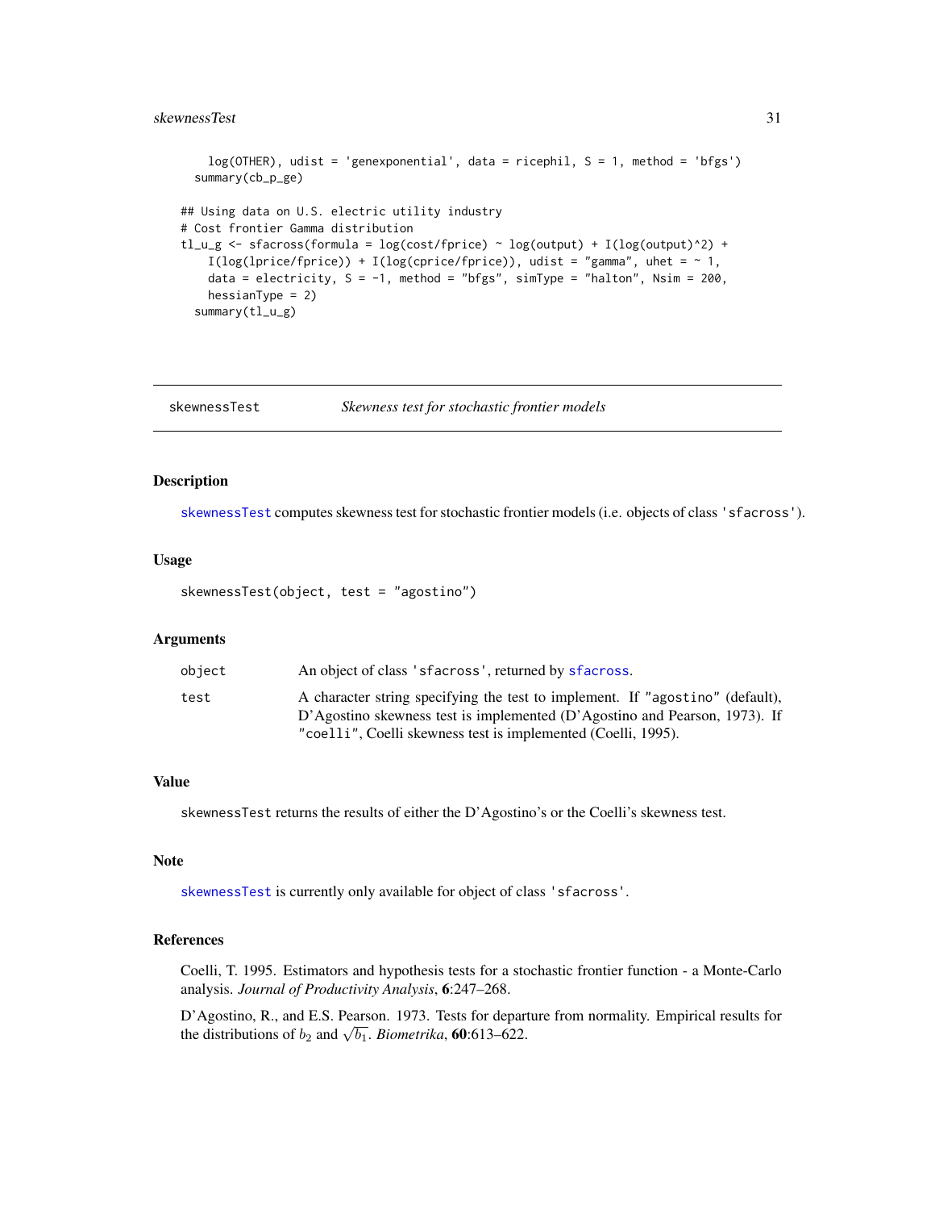```
    log(OTHER), udist = 'genexponential', data = ricephil, S = 1, method = 'bfgs')
  summary(cb_p_ge)

## Using data on U.S. electric utility industry
# Cost frontier Gamma distribution
tl_u_g <- sfacross(formula = log(cost/fprice) ~ log(output) + I(log(output)^2) +
    I(log(lprice/fprice)) + I(log(cprice/fprice)), udist = "gamma", uhet = ~ 1,
    data = electricity, S = -1, method = "bfgs", simType = "halton", Nsim = 200,
    hessianType = 2)
  summary(tl_u_g)
```

## skewnessTest — *Skewness test for stochastic frontier models*

### Description

skewnessTest computes skewness test for stochastic frontier models (i.e. objects of class 'sfacross').

### Usage

```
skewnessTest(object, test = "agostino")
```

### Arguments

| | |
|---|---|
| object | An object of class 'sfacross', returned by sfacross. |
| test | A character string specifying the test to implement. If "agostino" (default), D'Agostino skewness test is implemented (D'Agostino and Pearson, 1973). If "coelli", Coelli skewness test is implemented (Coelli, 1995). |

### Value

skewnessTest returns the results of either the D'Agostino's or the Coelli's skewness test.

### Note

skewnessTest is currently only available for object of class 'sfacross'.

### References

Coelli, T. 1995. Estimators and hypothesis tests for a stochastic frontier function - a Monte-Carlo analysis. *Journal of Productivity Analysis*, **6**:247–268.

D'Agostino, R., and E.S. Pearson. 1973. Tests for departure from normality. Empirical results for the distributions of $b_2$ and $\sqrt{b_1}$. *Biometrika*, **60**:613–622.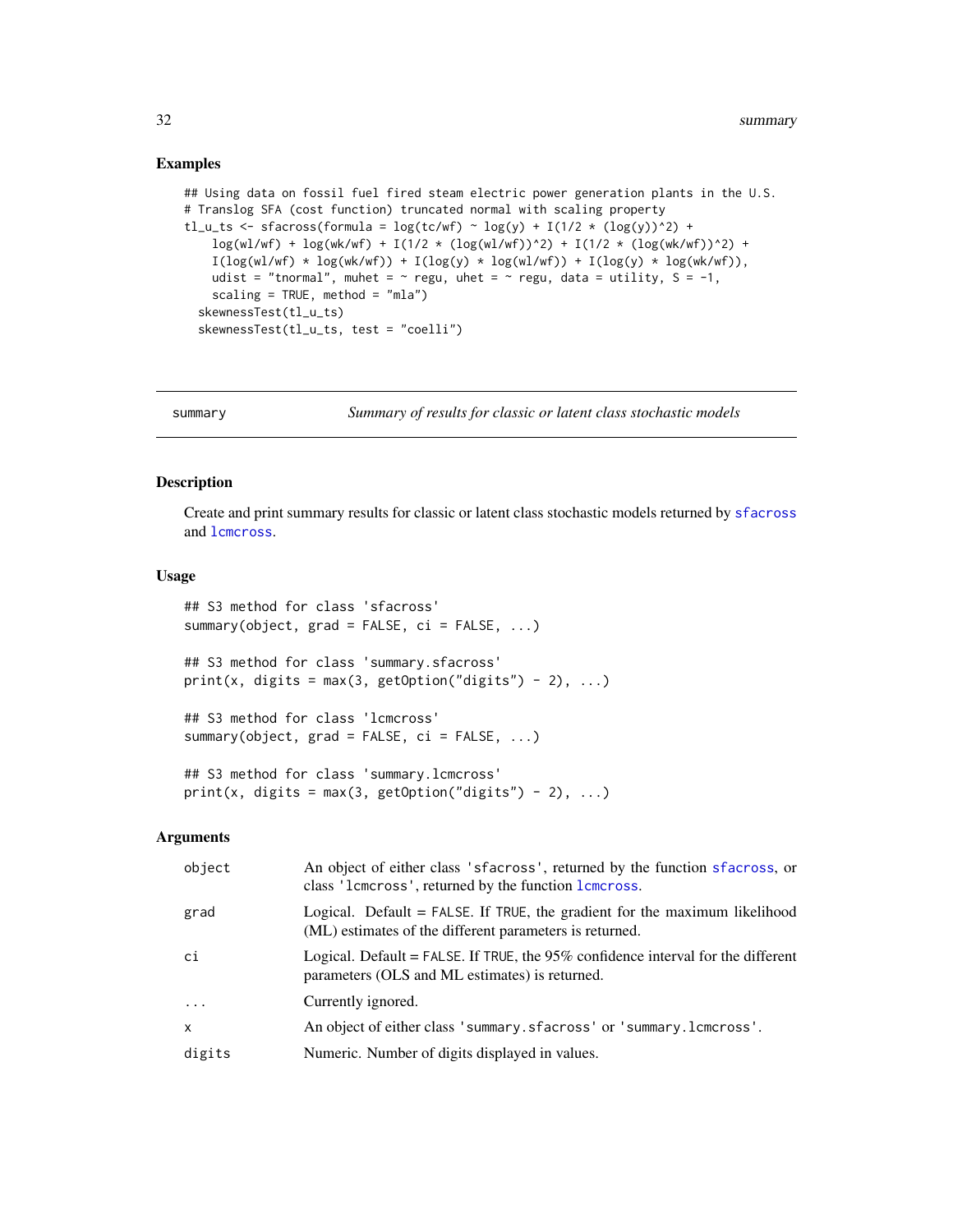### Examples

```
## Using data on fossil fuel fired steam electric power generation plants in the U.S.
# Translog SFA (cost function) truncated normal with scaling property
tl_u_ts <- sfacross(formula = log(tc/wf) ~ log(y) + I(1/2 * (log(y))^2) +
    log(wl/wf) + log(wk/wf) + I(1/2 * (log(wl/wf))^2) + I(1/2 * (log(wk/wf))^2) +
    I(log(wl/wf) * log(wk/wf)) + I(log(y) * log(wl/wf)) + I(log(y) * log(wk/wf)),
    udist = "tnormal", muhet = ~ regu, uhet = ~ regu, data = utility, S = -1,
    scaling = TRUE, method = "mla")
  skewnessTest(tl_u_ts)
  skewnessTest(tl_u_ts, test = "coelli")
```

---

## summary — *Summary of results for classic or latent class stochastic models*

### Description

Create and print summary results for classic or latent class stochastic models returned by sfacross and lcmcross.

### Usage

```
## S3 method for class 'sfacross'
summary(object, grad = FALSE, ci = FALSE, ...)

## S3 method for class 'summary.sfacross'
print(x, digits = max(3, getOption("digits") - 2), ...)

## S3 method for class 'lcmcross'
summary(object, grad = FALSE, ci = FALSE, ...)

## S3 method for class 'summary.lcmcross'
print(x, digits = max(3, getOption("digits") - 2), ...)
```

### Arguments

| | |
|---|---|
| `object` | An object of either class `'sfacross'`, returned by the function sfacross, or class `'lcmcross'`, returned by the function lcmcross. |
| `grad` | Logical. Default = `FALSE`. If `TRUE`, the gradient for the maximum likelihood (ML) estimates of the different parameters is returned. |
| `ci` | Logical. Default = `FALSE`. If `TRUE`, the 95% confidence interval for the different parameters (OLS and ML estimates) is returned. |
| `...` | Currently ignored. |
| `x` | An object of either class `'summary.sfacross'` or `'summary.lcmcross'`. |
| `digits` | Numeric. Number of digits displayed in values. |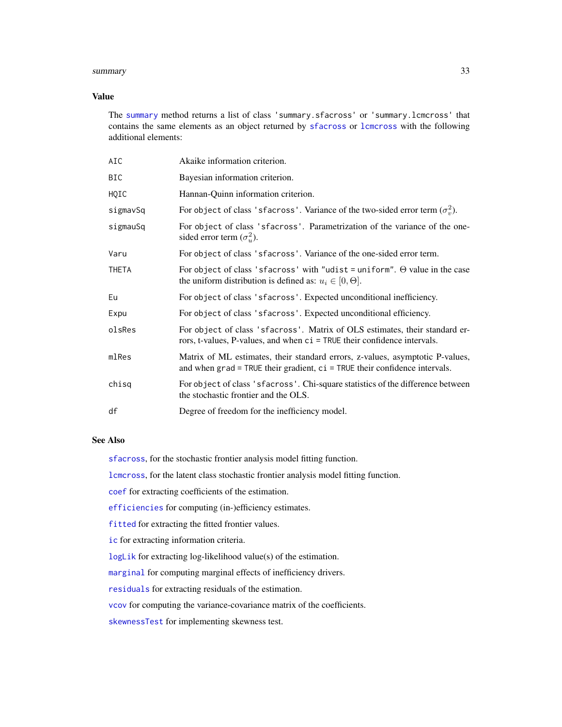### Value

The `summary` method returns a list of class `'summary.sfacross'` or `'summary.lcmcross'` that contains the same elements as an object returned by `sfacross` or `lcmcross` with the following additional elements:

- `AIC` Akaike information criterion.
- `BIC` Bayesian information criterion.
- `HQIC` Hannan-Quinn information criterion.
- `sigmavSq` For object of class `'sfacross'`. Variance of the two-sided error term ($\sigma_v^2$).
- `sigmauSq` For object of class `'sfacross'`. Parametrization of the variance of the one-sided error term ($\sigma_u^2$).
- `Varu` For object of class `'sfacross'`. Variance of the one-sided error term.
- `THETA` For object of class `'sfacross'` with `"udist = uniform"`. $\Theta$ value in the case the uniform distribution is defined as: $u_i \in [0, \Theta]$.
- `Eu` For object of class `'sfacross'`. Expected unconditional inefficiency.
- `Expu` For object of class `'sfacross'`. Expected unconditional efficiency.
- `olsRes` For object of class `'sfacross'`. Matrix of OLS estimates, their standard errors, t-values, P-values, and when `ci = TRUE` their confidence intervals.
- `mlRes` Matrix of ML estimates, their standard errors, z-values, asymptotic P-values, and when `grad = TRUE` their gradient, `ci = TRUE` their confidence intervals.
- `chisq` For object of class `'sfacross'`. Chi-square statistics of the difference between the stochastic frontier and the OLS.
- `df` Degree of freedom for the inefficiency model.

### See Also

`sfacross`, for the stochastic frontier analysis model fitting function.

`lcmcross`, for the latent class stochastic frontier analysis model fitting function.

`coef` for extracting coefficients of the estimation.

`efficiencies` for computing (in-)efficiency estimates.

`fitted` for extracting the fitted frontier values.

`ic` for extracting information criteria.

`logLik` for extracting log-likelihood value(s) of the estimation.

`marginal` for computing marginal effects of inefficiency drivers.

`residuals` for extracting residuals of the estimation.

`vcov` for computing the variance-covariance matrix of the coefficients.

`skewnessTest` for implementing skewness test.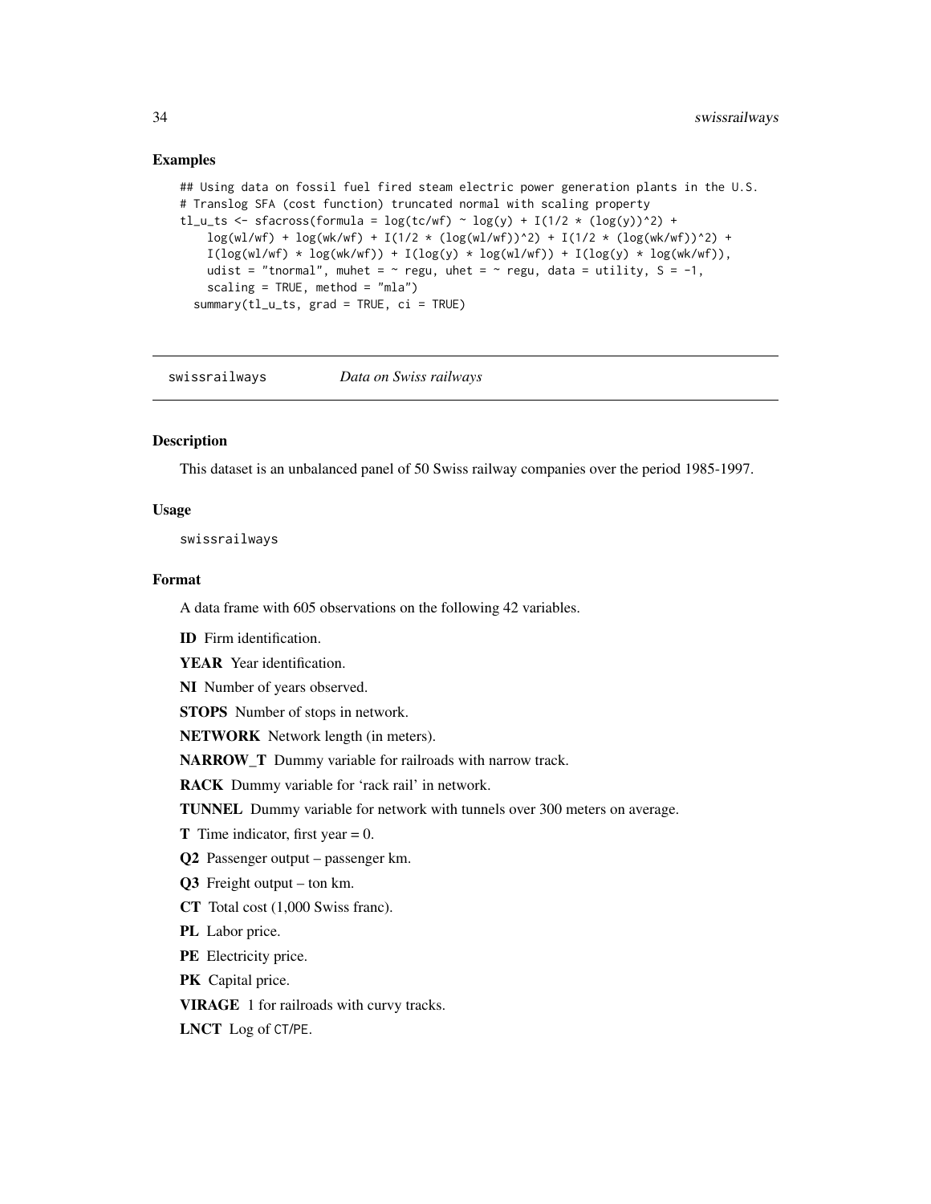### Examples

```
## Using data on fossil fuel fired steam electric power generation plants in the U.S.
# Translog SFA (cost function) truncated normal with scaling property
tl_u_ts <- sfacross(formula = log(tc/wf) ~ log(y) + I(1/2 * (log(y))^2) +
    log(wl/wf) + log(wk/wf) + I(1/2 * (log(wl/wf))^2) + I(1/2 * (log(wk/wf))^2) +
    I(log(wl/wf) * log(wk/wf)) + I(log(y) * log(wl/wf)) + I(log(y) * log(wk/wf)),
    udist = "tnormal", muhet = ~ regu, uhet = ~ regu, data = utility, S = -1,
    scaling = TRUE, method = "mla")
  summary(tl_u_ts, grad = TRUE, ci = TRUE)
```

---

## swissrailways — *Data on Swiss railways*

### Description

This dataset is an unbalanced panel of 50 Swiss railway companies over the period 1985-1997.

### Usage

```
swissrailways
```

### Format

A data frame with 605 observations on the following 42 variables.

**ID** Firm identification.

**YEAR** Year identification.

**NI** Number of years observed.

**STOPS** Number of stops in network.

**NETWORK** Network length (in meters).

**NARROW_T** Dummy variable for railroads with narrow track.

**RACK** Dummy variable for 'rack rail' in network.

**TUNNEL** Dummy variable for network with tunnels over 300 meters on average.

**T** Time indicator, first year = 0.

**Q2** Passenger output – passenger km.

**Q3** Freight output – ton km.

**CT** Total cost (1,000 Swiss franc).

**PL** Labor price.

**PE** Electricity price.

**PK** Capital price.

**VIRAGE** 1 for railroads with curvy tracks.

**LNCT** Log of CT/PE.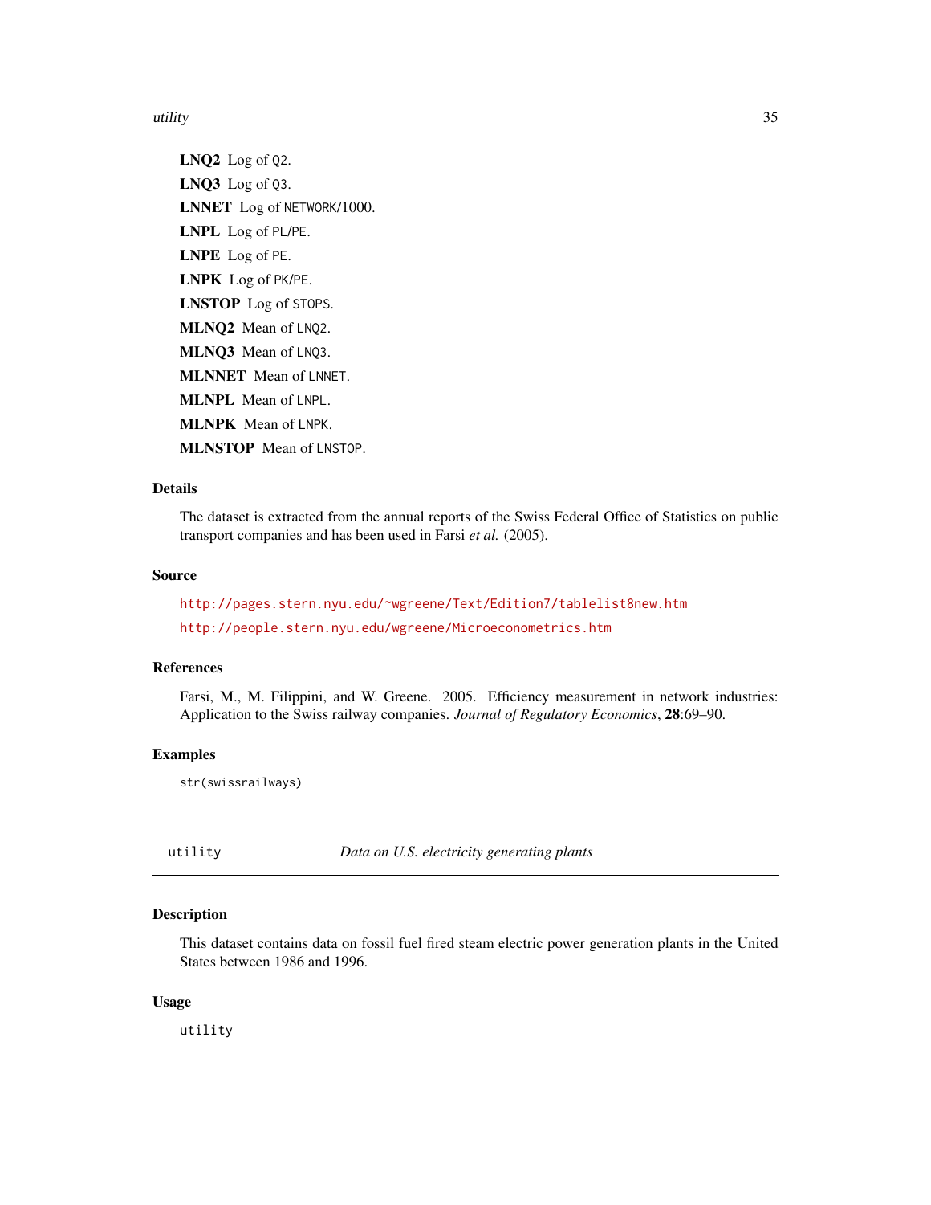**LNQ2** Log of `Q2`.

**LNQ3** Log of `Q3`.

**LNNET** Log of `NETWORK`/1000.

**LNPL** Log of `PL`/`PE`.

**LNPE** Log of `PE`.

**LNPK** Log of `PK`/`PE`.

**LNSTOP** Log of `STOPS`.

**MLNQ2** Mean of `LNQ2`.

**MLNQ3** Mean of `LNQ3`.

**MLNNET** Mean of `LNNET`.

**MLNPL** Mean of `LNPL`.

**MLNPK** Mean of `LNPK`.

**MLNSTOP** Mean of `LNSTOP`.

### Details

The dataset is extracted from the annual reports of the Swiss Federal Office of Statistics on public transport companies and has been used in Farsi *et al.* (2005).

### Source

http://pages.stern.nyu.edu/~wgreene/Text/Edition7/tablelist8new.htm

http://people.stern.nyu.edu/wgreene/Microeconometrics.htm

### References

Farsi, M., M. Filippini, and W. Greene. 2005. Efficiency measurement in network industries: Application to the Swiss railway companies. *Journal of Regulatory Economics*, **28**:69–90.

### Examples

```
str(swissrailways)
```

---

## utility — *Data on U.S. electricity generating plants*

---

### Description

This dataset contains data on fossil fuel fired steam electric power generation plants in the United States between 1986 and 1996.

### Usage

```
utility
```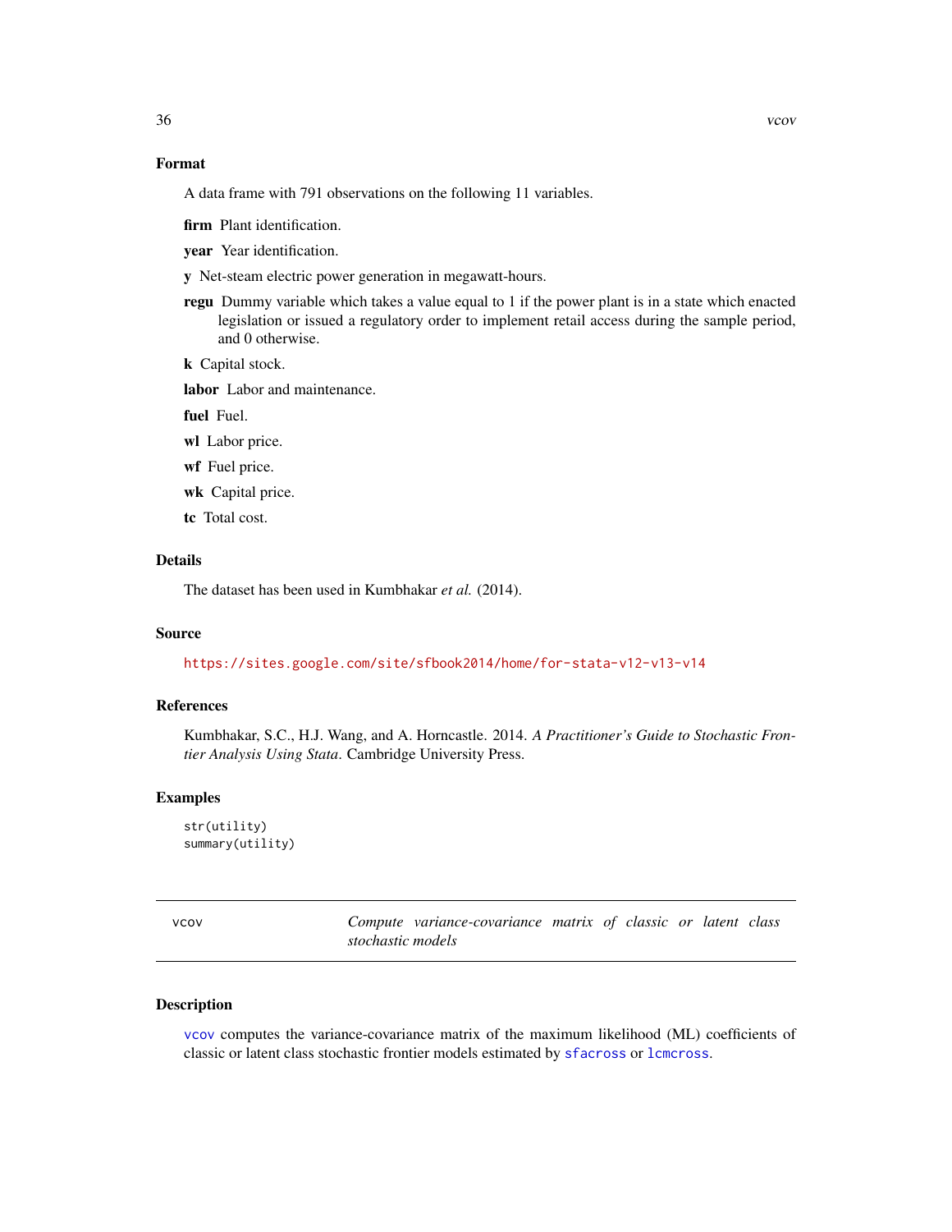### Format

A data frame with 791 observations on the following 11 variables.

**firm** Plant identification.

**year** Year identification.

**y** Net-steam electric power generation in megawatt-hours.

**regu** Dummy variable which takes a value equal to 1 if the power plant is in a state which enacted legislation or issued a regulatory order to implement retail access during the sample period, and 0 otherwise.

**k** Capital stock.

**labor** Labor and maintenance.

**fuel** Fuel.

**wl** Labor price.

**wf** Fuel price.

**wk** Capital price.

**tc** Total cost.

### Details

The dataset has been used in Kumbhakar *et al.* (2014).

### Source

https://sites.google.com/site/sfbook2014/home/for-stata-v12-v13-v14

### References

Kumbhakar, S.C., H.J. Wang, and A. Horncastle. 2014. *A Practitioner's Guide to Stochastic Frontier Analysis Using Stata*. Cambridge University Press.

### Examples

```
str(utility)
summary(utility)
```

---

## vcov — *Compute variance-covariance matrix of classic or latent class stochastic models*

---

### Description

vcov computes the variance-covariance matrix of the maximum likelihood (ML) coefficients of classic or latent class stochastic frontier models estimated by sfacross or lcmcross.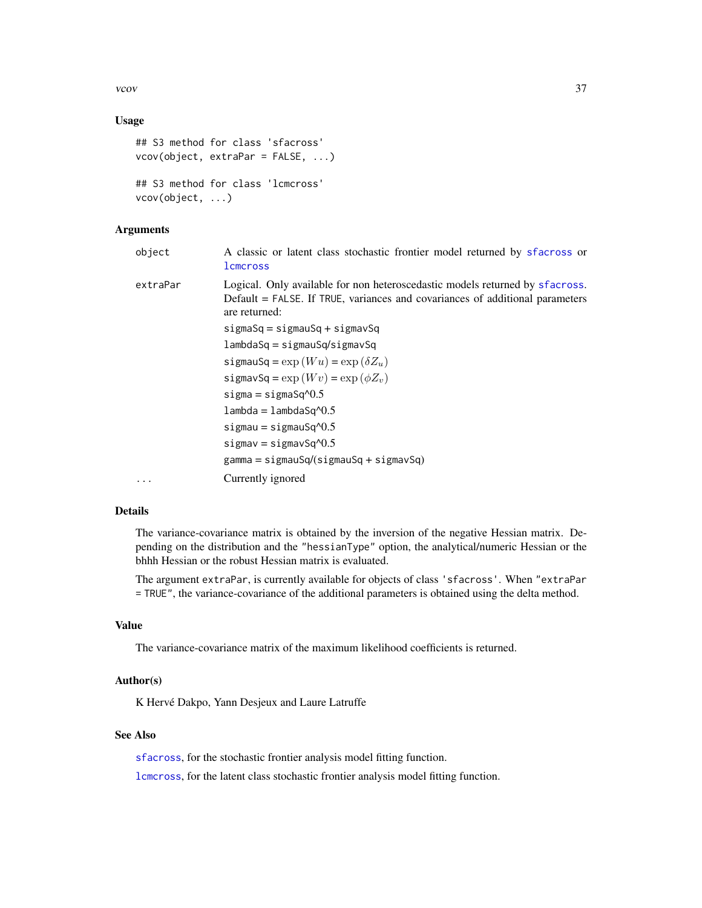## Usage

```
## S3 method for class 'sfacross'
vcov(object, extraPar = FALSE, ...)

## S3 method for class 'lcmcross'
vcov(object, ...)
```

## Arguments

| | |
|---|---|
| `object` | A classic or latent class stochastic frontier model returned by `sfacross` or `lcmcross` |
| `extraPar` | Logical. Only available for non heteroscedastic models returned by `sfacross`. Default = `FALSE`. If `TRUE`, variances and covariances of additional parameters are returned:<br>`sigmaSq` = `sigmauSq` + `sigmavSq`<br>`lambdaSq` = `sigmauSq`/`sigmavSq`<br>`sigmauSq` = $\exp(Wu) = \exp(\delta Z_u)$<br>`sigmavSq` = $\exp(Wv) = \exp(\phi Z_v)$<br>`sigma` = `sigmaSq`^0.5<br>`lambda` = `lambdaSq`^0.5<br>`sigmau` = `sigmauSq`^0.5<br>`sigmav` = `sigmavSq`^0.5<br>`gamma` = `sigmauSq`/(`sigmauSq` + `sigmavSq`) |
| `...` | Currently ignored |

## Details

The variance-covariance matrix is obtained by the inversion of the negative Hessian matrix. Depending on the distribution and the `"hessianType"` option, the analytical/numeric Hessian or the bhhh Hessian or the robust Hessian matrix is evaluated.

The argument `extraPar`, is currently available for objects of class `'sfacross'`. When `"extraPar = TRUE"`, the variance-covariance of the additional parameters is obtained using the delta method.

## Value

The variance-covariance matrix of the maximum likelihood coefficients is returned.

## Author(s)

K Hervé Dakpo, Yann Desjeux and Laure Latruffe

## See Also

`sfacross`, for the stochastic frontier analysis model fitting function.

`lcmcross`, for the latent class stochastic frontier analysis model fitting function.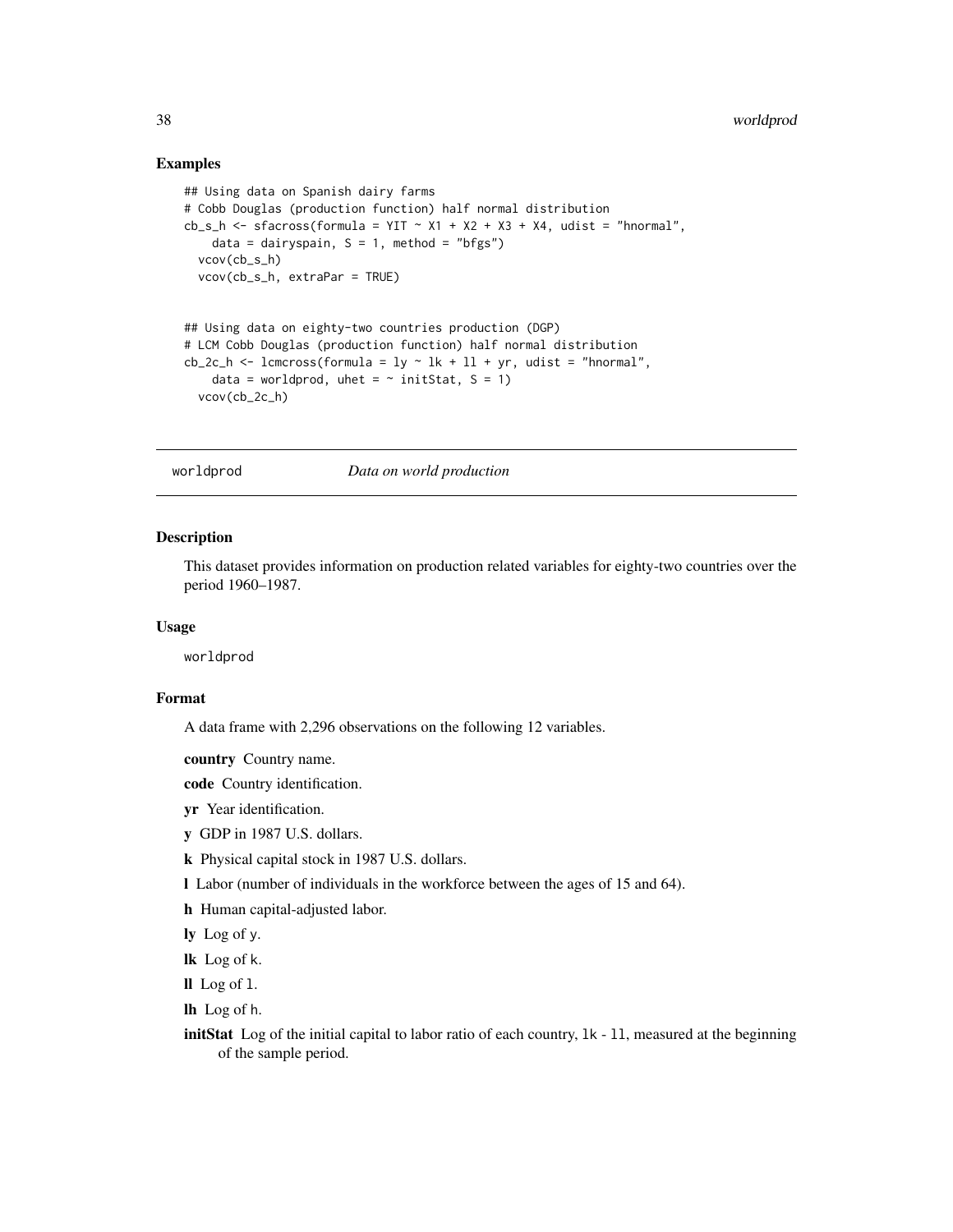### Examples

```
## Using data on Spanish dairy farms
# Cobb Douglas (production function) half normal distribution
cb_s_h <- sfacross(formula = YIT ~ X1 + X2 + X3 + X4, udist = "hnormal",
    data = dairyspain, S = 1, method = "bfgs")
  vcov(cb_s_h)
  vcov(cb_s_h, extraPar = TRUE)


## Using data on eighty-two countries production (DGP)
# LCM Cobb Douglas (production function) half normal distribution
cb_2c_h <- lcmcross(formula = ly ~ lk + ll + yr, udist = "hnormal",
    data = worldprod, uhet = ~ initStat, S = 1)
  vcov(cb_2c_h)
```

## worldprod *Data on world production*

### Description

This dataset provides information on production related variables for eighty-two countries over the period 1960–1987.

### Usage

worldprod

### Format

A data frame with 2,296 observations on the following 12 variables.

**country** Country name.

**code** Country identification.

**yr** Year identification.

**y** GDP in 1987 U.S. dollars.

**k** Physical capital stock in 1987 U.S. dollars.

**l** Labor (number of individuals in the workforce between the ages of 15 and 64).

**h** Human capital-adjusted labor.

**ly** Log of y.

**lk** Log of k.

**ll** Log of l.

**lh** Log of h.

**initStat** Log of the initial capital to labor ratio of each country, lk - ll, measured at the beginning of the sample period.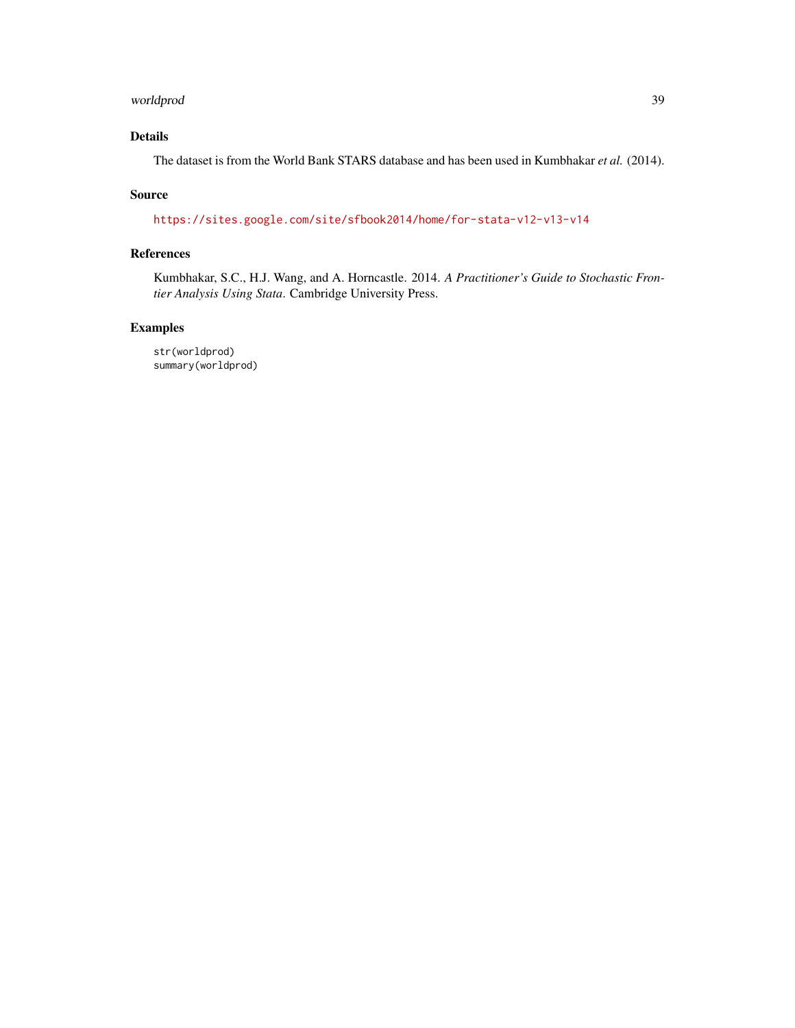## Details

The dataset is from the World Bank STARS database and has been used in Kumbhakar *et al.* (2014).

## Source

https://sites.google.com/site/sfbook2014/home/for-stata-v12-v13-v14

## References

Kumbhakar, S.C., H.J. Wang, and A. Horncastle. 2014. *A Practitioner's Guide to Stochastic Frontier Analysis Using Stata*. Cambridge University Press.

## Examples

```
str(worldprod)
summary(worldprod)
```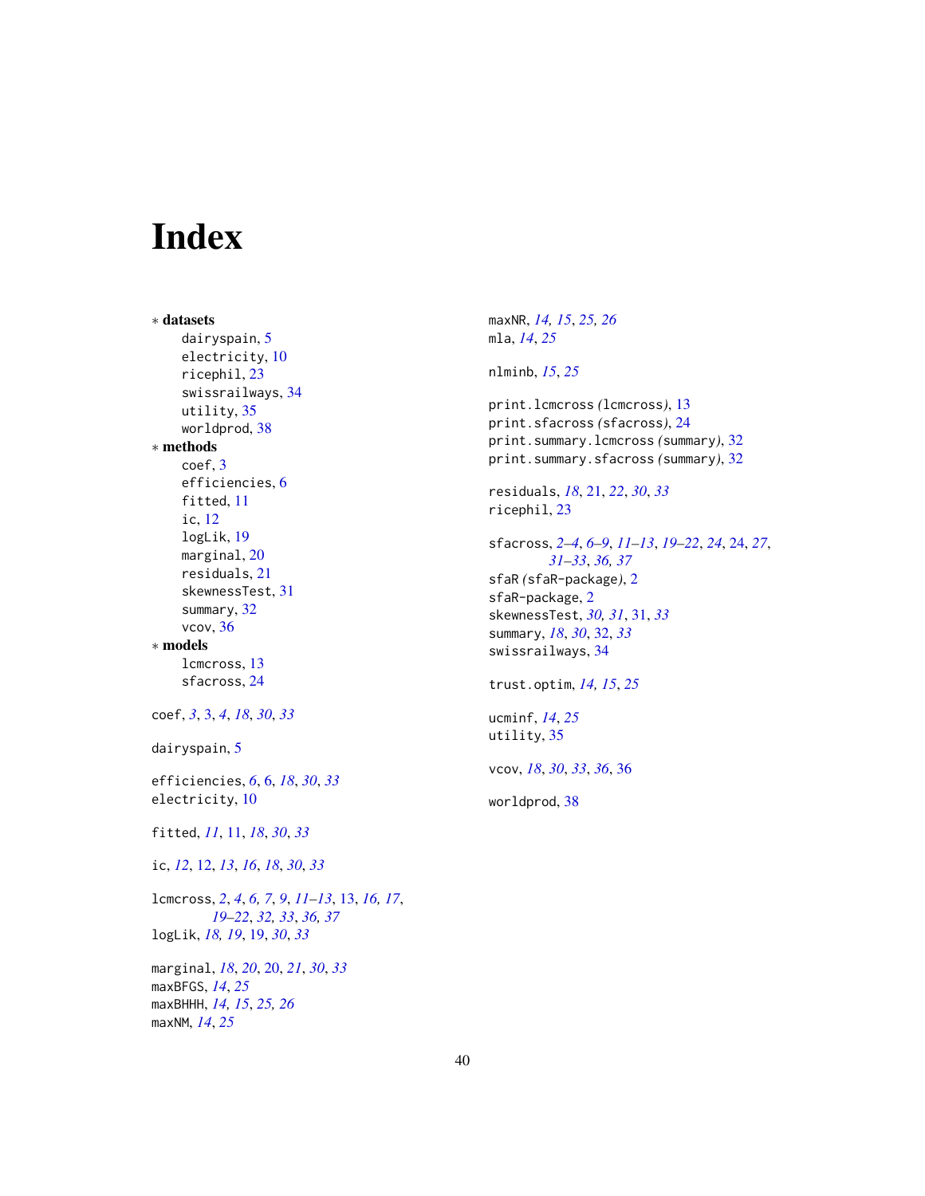# Index

∗ **datasets**
- dairyspain, 5
- electricity, 10
- ricephil, 23
- swissrailways, 34
- utility, 35
- worldprod, 38

∗ **methods**
- coef, 3
- efficiencies, 6
- fitted, 11
- ic, 12
- logLik, 19
- marginal, 20
- residuals, 21
- skewnessTest, 31
- summary, 32
- vcov, 36

∗ **models**
- lcmcross, 13
- sfacross, 24

coef, *3*, 3, *4*, *18*, *30*, *33*

dairyspain, 5

efficiencies, *6*, 6, *18*, *30*, *33*
electricity, 10

fitted, *11*, 11, *18*, *30*, *33*

ic, *12*, 12, *13*, *16*, *18*, *30*, *33*

lcmcross, *2*, *4*, *6, 7*, *9*, *11–13*, 13, *16, 17*, *19–22*, *32, 33*, *36, 37*
logLik, *18, 19*, 19, *30*, *33*

marginal, *18*, *20*, 20, *21*, *30*, *33*
maxBFGS, *14*, *25*
maxBHHH, *14, 15*, *25, 26*
maxNM, *14*, *25*
maxNR, *14, 15*, *25, 26*
mla, *14*, *25*

nlminb, *15*, *25*

print.lcmcross *(lcmcross)*, 13
print.sfacross *(sfacross)*, 24
print.summary.lcmcross *(summary)*, 32
print.summary.sfacross *(summary)*, 32

residuals, *18*, 21, *22*, *30*, *33*
ricephil, 23

sfacross, *2–4*, *6–9*, *11–13*, *19–22*, *24*, 24, *27*, *31–33*, *36, 37*
sfaR *(sfaR-package)*, 2
sfaR-package, 2
skewnessTest, *30, 31*, 31, *33*
summary, *18*, *30*, 32, *33*
swissrailways, 34

trust.optim, *14, 15*, *25*

ucminf, *14*, *25*
utility, 35

vcov, *18*, *30*, *33*, *36*, 36

worldprod, 38